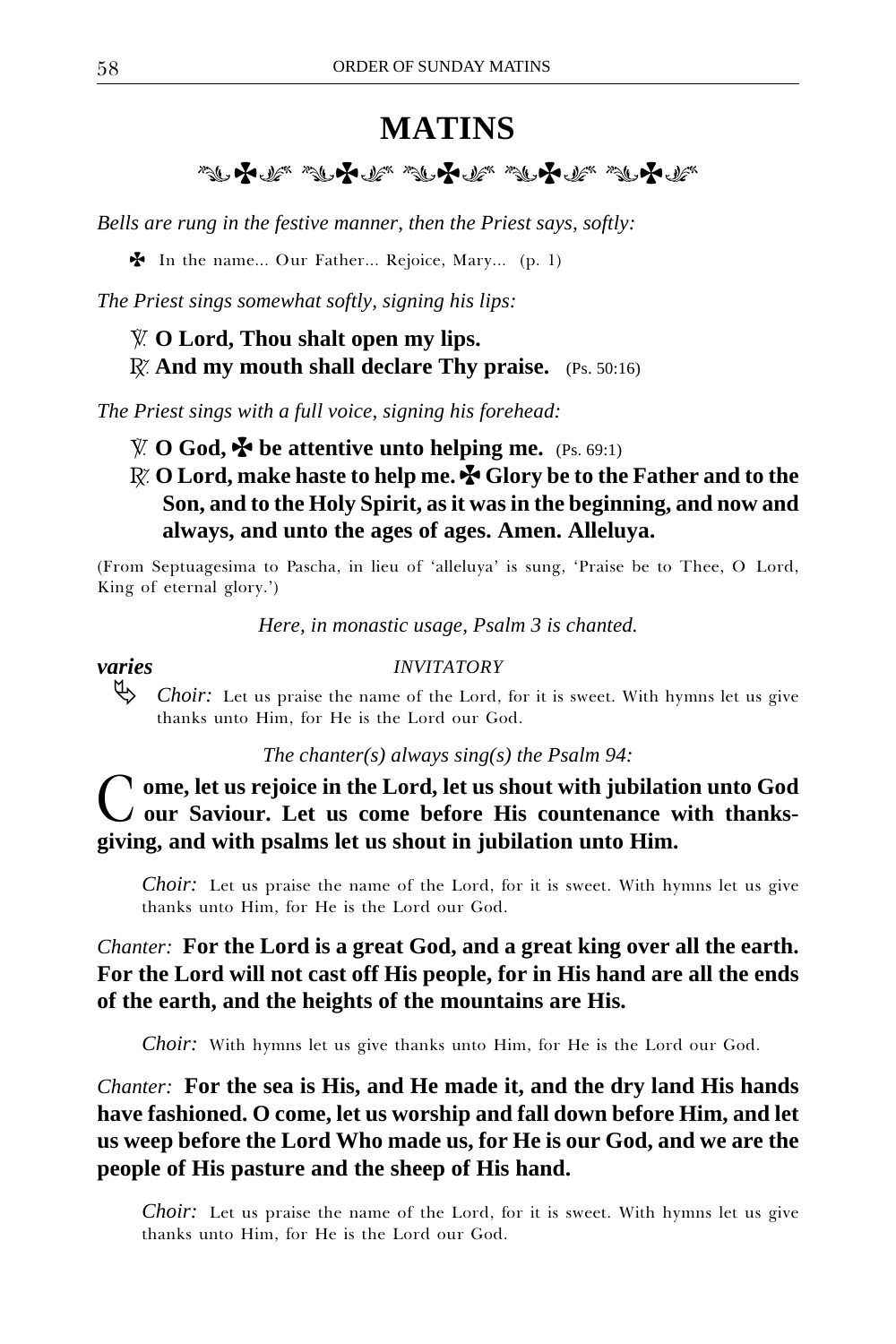# MATINS

*Bells are rung in the festive manner, then the Priest says, softly:*

✠ In the name... Our Father... Rejoice, Mary... (p. 1)

*The Priest sings somewhat softly, signing his lips:*

℣. **O Lord, Thou shalt open my lips.**
℟. **And my mouth shall declare Thy praise.** (Ps. 50:16)

*The Priest sings with a full voice, signing his forehead:*

℣. **O God, ✠ be attentive unto helping me.** (Ps. 69:1)
℟. **O Lord, make haste to help me. ✠ Glory be to the Father and to the Son, and to the Holy Spirit, as it was in the beginning, and now and always, and unto the ages of ages. Amen. Alleluya.**

(From Septuagesima to Pascha, in lieu of 'alleluya' is sung, 'Praise be to Thee, O Lord, King of eternal glory.')

*Here, in monastic usage, Psalm 3 is chanted.*

***varies*** *INVITATORY*

*Choir:* Let us praise the name of the Lord, for it is sweet. With hymns let us give thanks unto Him, for He is the Lord our God.

*The chanter(s) always sing(s) the Psalm 94:*

**Come, let us rejoice in the Lord, let us shout with jubilation unto God our Saviour. Let us come before His countenance with thanksgiving, and with psalms let us shout in jubilation unto Him.**

*Choir:* Let us praise the name of the Lord, for it is sweet. With hymns let us give thanks unto Him, for He is the Lord our God.

*Chanter:* **For the Lord is a great God, and a great king over all the earth. For the Lord will not cast off His people, for in His hand are all the ends of the earth, and the heights of the mountains are His.**

*Choir:* With hymns let us give thanks unto Him, for He is the Lord our God.

*Chanter:* **For the sea is His, and He made it, and the dry land His hands have fashioned. O come, let us worship and fall down before Him, and let us weep before the Lord Who made us, for He is our God, and we are the people of His pasture and the sheep of His hand.**

*Choir:* Let us praise the name of the Lord, for it is sweet. With hymns let us give thanks unto Him, for He is the Lord our God.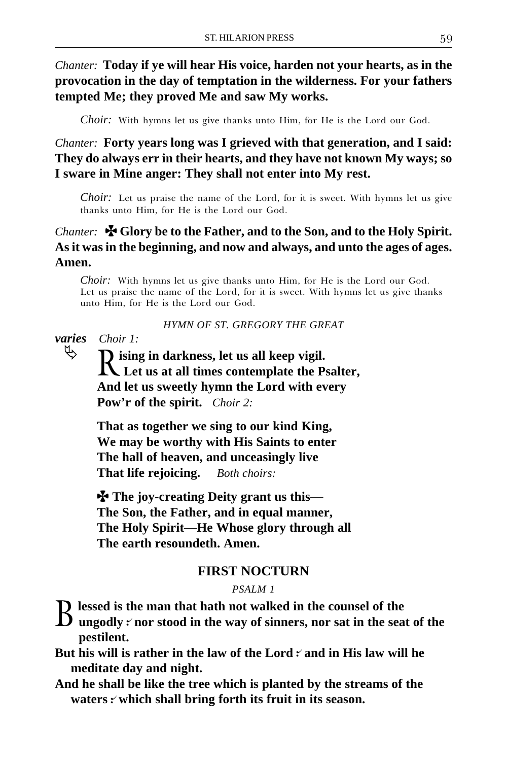*Chanter:* **Today if ye will hear His voice, harden not your hearts, as in the provocation in the day of temptation in the wilderness. For your fathers tempted Me; they proved Me and saw My works.**

*Choir:* With hymns let us give thanks unto Him, for He is the Lord our God.

*Chanter:* **Forty years long was I grieved with that generation, and I said: They do always err in their hearts, and they have not known My ways; so I sware in Mine anger: They shall not enter into My rest.**

*Choir:* Let us praise the name of the Lord, for it is sweet. With hymns let us give thanks unto Him, for He is the Lord our God.

*Chanter:* **✠ Glory be to the Father, and to the Son, and to the Holy Spirit. As it was in the beginning, and now and always, and unto the ages of ages. Amen.**

*Choir:* With hymns let us give thanks unto Him, for He is the Lord our God. Let us praise the name of the Lord, for it is sweet. With hymns let us give thanks unto Him, for He is the Lord our God.

*HYMN OF ST. GREGORY THE GREAT*

***varies*** ➪ *Choir 1:*

**Rising in darkness, let us all keep vigil.**
**Let us at all times contemplate the Psalter,**
**And let us sweetly hymn the Lord with every**
**Pow'r of the spirit.** *Choir 2:*

**That as together we sing to our kind King,**
**We may be worthy with His Saints to enter**
**The hall of heaven, and unceasingly live**
**That life rejoicing.** *Both choirs:*

**✠ The joy-creating Deity grant us this—**
**The Son, the Father, and in equal manner,**
**The Holy Spirit—He Whose glory through all**
**The earth resoundeth. Amen.**

## FIRST NOCTURN

*PSALM 1*

**Blessed is the man that hath not walked in the counsel of the ungodly ⁒ nor stood in the way of sinners, nor sat in the seat of the pestilent.**

**But his will is rather in the law of the Lord ⁒ and in His law will he meditate day and night.**

**And he shall be like the tree which is planted by the streams of the waters ⁒ which shall bring forth its fruit in its season.**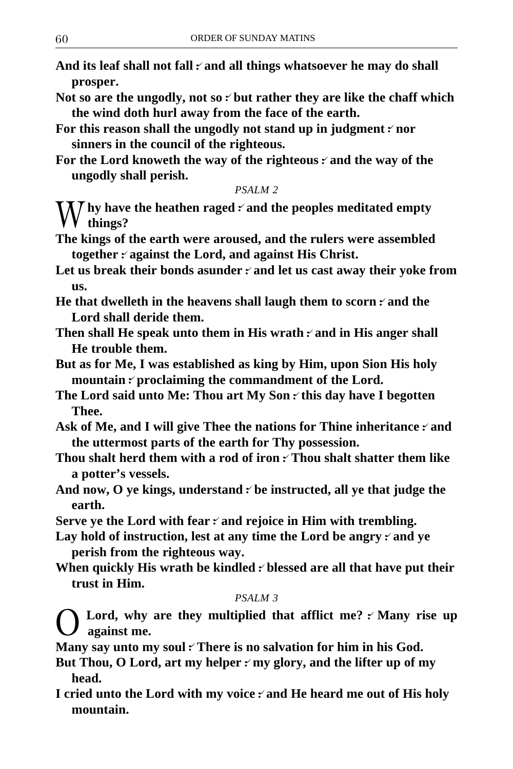**And its leaf shall not fall ⁝ and all things whatsoever he may do shall prosper.**

**Not so are the ungodly, not so ⁝ but rather they are like the chaff which the wind doth hurl away from the face of the earth.**

**For this reason shall the ungodly not stand up in judgment ⁝ nor sinners in the council of the righteous.**

**For the Lord knoweth the way of the righteous ⁝ and the way of the ungodly shall perish.**

*PSALM 2*

**Why have the heathen raged ⁝ and the peoples meditated empty things?**

**The kings of the earth were aroused, and the rulers were assembled together ⁝ against the Lord, and against His Christ.**

**Let us break their bonds asunder ⁝ and let us cast away their yoke from us.**

**He that dwelleth in the heavens shall laugh them to scorn ⁝ and the Lord shall deride them.**

**Then shall He speak unto them in His wrath ⁝ and in His anger shall He trouble them.**

**But as for Me, I was established as king by Him, upon Sion His holy mountain ⁝ proclaiming the commandment of the Lord.**

**The Lord said unto Me: Thou art My Son ⁝ this day have I begotten Thee.**

**Ask of Me, and I will give Thee the nations for Thine inheritance ⁝ and the uttermost parts of the earth for Thy possession.**

**Thou shalt herd them with a rod of iron ⁝ Thou shalt shatter them like a potter's vessels.**

**And now, O ye kings, understand ⁝ be instructed, all ye that judge the earth.**

**Serve ye the Lord with fear ⁝ and rejoice in Him with trembling.**

**Lay hold of instruction, lest at any time the Lord be angry ⁝ and ye perish from the righteous way.**

**When quickly His wrath be kindled ⁝ blessed are all that have put their trust in Him.**

*PSALM 3*

**O Lord, why are they multiplied that afflict me? ⁝ Many rise up against me.**

**Many say unto my soul ⁝ There is no salvation for him in his God.**

**But Thou, O Lord, art my helper ⁝ my glory, and the lifter up of my head.**

**I cried unto the Lord with my voice ⁝ and He heard me out of His holy mountain.**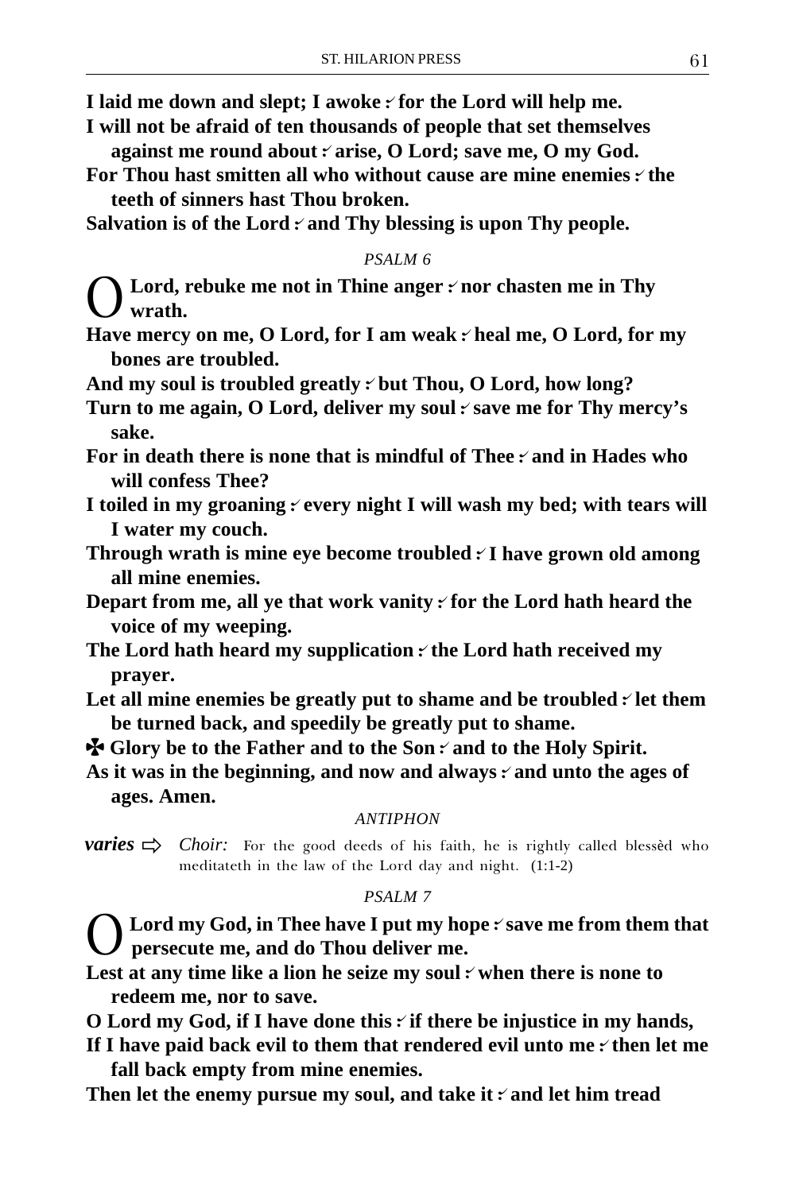**I laid me down and slept; I awoke ⁖ for the Lord will help me.**

**I will not be afraid of ten thousands of people that set themselves against me round about ⁖ arise, O Lord; save me, O my God.**

**For Thou hast smitten all who without cause are mine enemies ⁖ the teeth of sinners hast Thou broken.**

**Salvation is of the Lord ⁖ and Thy blessing is upon Thy people.**

*PSALM 6*

**O Lord, rebuke me not in Thine anger ⁖ nor chasten me in Thy wrath.**

**Have mercy on me, O Lord, for I am weak ⁖ heal me, O Lord, for my bones are troubled.**

**And my soul is troubled greatly ⁖ but Thou, O Lord, how long?**

**Turn to me again, O Lord, deliver my soul ⁖ save me for Thy mercy's sake.**

**For in death there is none that is mindful of Thee ⁖ and in Hades who will confess Thee?**

**I toiled in my groaning ⁖ every night I will wash my bed; with tears will I water my couch.**

**Through wrath is mine eye become troubled ⁖ I have grown old among all mine enemies.**

**Depart from me, all ye that work vanity ⁖ for the Lord hath heard the voice of my weeping.**

**The Lord hath heard my supplication ⁖ the Lord hath received my prayer.**

**Let all mine enemies be greatly put to shame and be troubled ⁖ let them be turned back, and speedily be greatly put to shame.**

**✠ Glory be to the Father and to the Son ⁖ and to the Holy Spirit.**

**As it was in the beginning, and now and always ⁖ and unto the ages of ages. Amen.**

*ANTIPHON*

***varies*** ⇨ *Choir:* For the good deeds of his faith, he is rightly called blessèd who meditateth in the law of the Lord day and night. (1:1-2)

*PSALM 7*

**O Lord my God, in Thee have I put my hope ⁖ save me from them that persecute me, and do Thou deliver me.**

**Lest at any time like a lion he seize my soul ⁖ when there is none to redeem me, nor to save.**

**O Lord my God, if I have done this ⁖ if there be injustice in my hands,**

**If I have paid back evil to them that rendered evil unto me ⁖ then let me fall back empty from mine enemies.**

**Then let the enemy pursue my soul, and take it ⁖ and let him tread**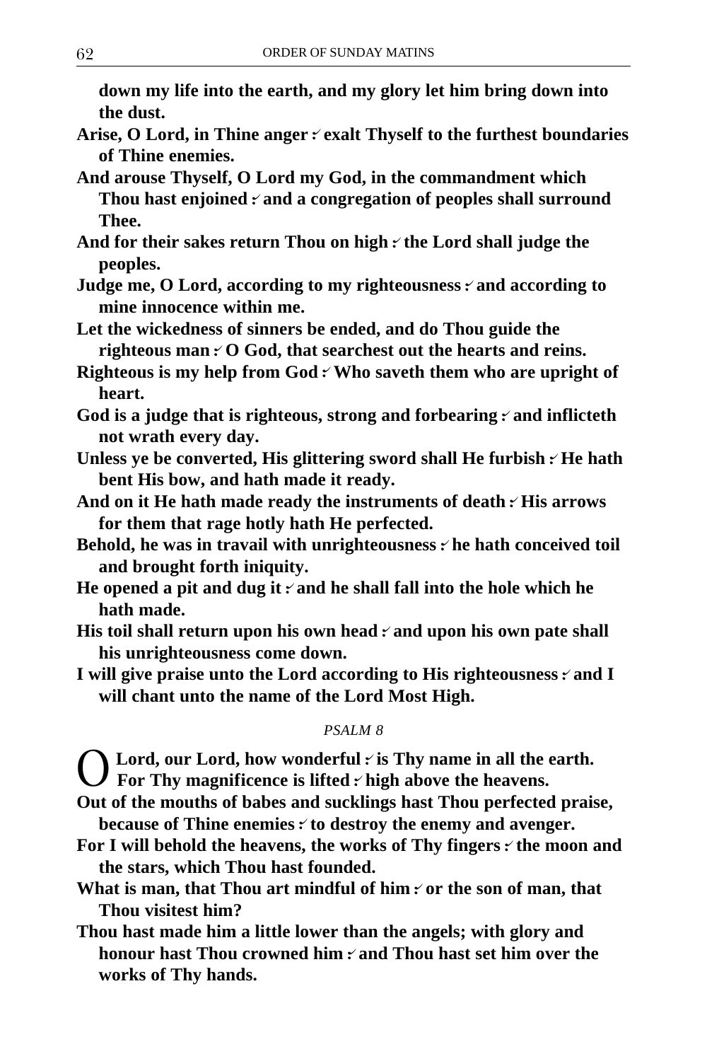**down my life into the earth, and my glory let him bring down into the dust.**

**Arise, O Lord, in Thine anger ⁖ exalt Thyself to the furthest boundaries of Thine enemies.**

**And arouse Thyself, O Lord my God, in the commandment which Thou hast enjoined ⁖ and a congregation of peoples shall surround Thee.**

**And for their sakes return Thou on high ⁖ the Lord shall judge the peoples.**

**Judge me, O Lord, according to my righteousness ⁖ and according to mine innocence within me.**

**Let the wickedness of sinners be ended, and do Thou guide the righteous man ⁖ O God, that searchest out the hearts and reins.**

**Righteous is my help from God ⁖ Who saveth them who are upright of heart.**

**God is a judge that is righteous, strong and forbearing ⁖ and inflicteth not wrath every day.**

**Unless ye be converted, His glittering sword shall He furbish ⁖ He hath bent His bow, and hath made it ready.**

**And on it He hath made ready the instruments of death ⁖ His arrows for them that rage hotly hath He perfected.**

**Behold, he was in travail with unrighteousness ⁖ he hath conceived toil and brought forth iniquity.**

**He opened a pit and dug it ⁖ and he shall fall into the hole which he hath made.**

**His toil shall return upon his own head ⁖ and upon his own pate shall his unrighteousness come down.**

**I will give praise unto the Lord according to His righteousness ⁖ and I will chant unto the name of the Lord Most High.**

### *PSALM 8*

**O Lord, our Lord, how wonderful ⁖ is Thy name in all the earth. For Thy magnificence is lifted ⁖ high above the heavens.**

**Out of the mouths of babes and sucklings hast Thou perfected praise, because of Thine enemies ⁖ to destroy the enemy and avenger.**

**For I will behold the heavens, the works of Thy fingers ⁖ the moon and the stars, which Thou hast founded.**

**What is man, that Thou art mindful of him ⁖ or the son of man, that Thou visitest him?**

**Thou hast made him a little lower than the angels; with glory and honour hast Thou crowned him ⁖ and Thou hast set him over the works of Thy hands.**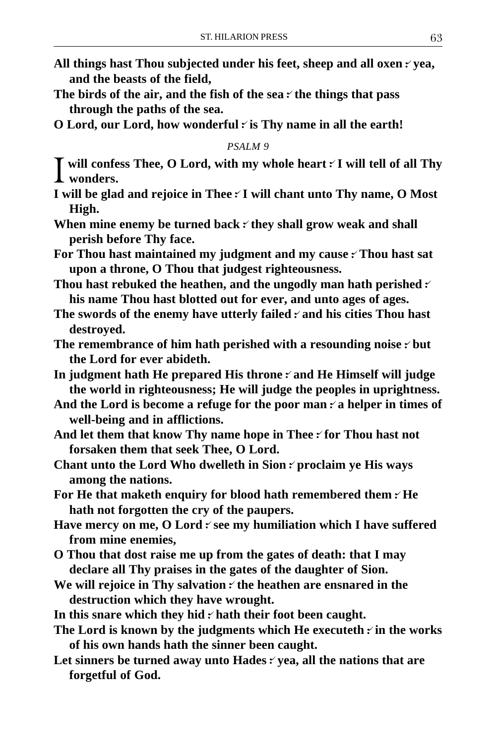**All things hast Thou subjected under his feet, sheep and all oxen :⸍ yea, and the beasts of the field,**

**The birds of the air, and the fish of the sea :⸍ the things that pass through the paths of the sea.**

**O Lord, our Lord, how wonderful :⸍ is Thy name in all the earth!**

*PSALM 9*

**I will confess Thee, O Lord, with my whole heart :⸍ I will tell of all Thy wonders.**

**I will be glad and rejoice in Thee :⸍ I will chant unto Thy name, O Most High.**

**When mine enemy be turned back :⸍ they shall grow weak and shall perish before Thy face.**

**For Thou hast maintained my judgment and my cause :⸍ Thou hast sat upon a throne, O Thou that judgest righteousness.**

**Thou hast rebuked the heathen, and the ungodly man hath perished :⸍ his name Thou hast blotted out for ever, and unto ages of ages.**

**The swords of the enemy have utterly failed :⸍ and his cities Thou hast destroyed.**

**The remembrance of him hath perished with a resounding noise :⸍ but the Lord for ever abideth.**

**In judgment hath He prepared His throne :⸍ and He Himself will judge the world in righteousness; He will judge the peoples in uprightness.**

**And the Lord is become a refuge for the poor man :⸍ a helper in times of well-being and in afflictions.**

**And let them that know Thy name hope in Thee :⸍ for Thou hast not forsaken them that seek Thee, O Lord.**

**Chant unto the Lord Who dwelleth in Sion :⸍ proclaim ye His ways among the nations.**

**For He that maketh enquiry for blood hath remembered them :⸍ He hath not forgotten the cry of the paupers.**

**Have mercy on me, O Lord :⸍ see my humiliation which I have suffered from mine enemies,**

**O Thou that dost raise me up from the gates of death: that I may declare all Thy praises in the gates of the daughter of Sion.**

**We will rejoice in Thy salvation :⸍ the heathen are ensnared in the destruction which they have wrought.**

**In this snare which they hid :⸍ hath their foot been caught.**

**The Lord is known by the judgments which He executeth :⸍ in the works of his own hands hath the sinner been caught.**

**Let sinners be turned away unto Hades :⸍ yea, all the nations that are forgetful of God.**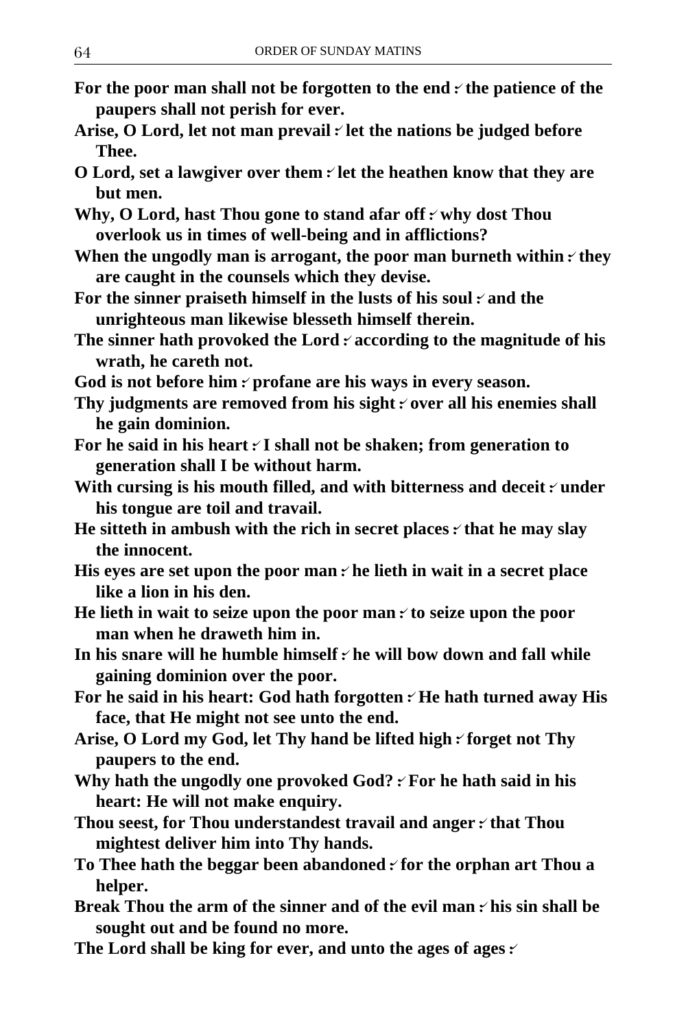**For the poor man shall not be forgotten to the end :˙ the patience of the paupers shall not perish for ever.**

**Arise, O Lord, let not man prevail :˙ let the nations be judged before Thee.**

**O Lord, set a lawgiver over them :˙ let the heathen know that they are but men.**

**Why, O Lord, hast Thou gone to stand afar off :˙ why dost Thou overlook us in times of well-being and in afflictions?**

**When the ungodly man is arrogant, the poor man burneth within :˙ they are caught in the counsels which they devise.**

**For the sinner praiseth himself in the lusts of his soul :˙ and the unrighteous man likewise blesseth himself therein.**

**The sinner hath provoked the Lord :˙ according to the magnitude of his wrath, he careth not.**

**God is not before him :˙ profane are his ways in every season.**

**Thy judgments are removed from his sight :˙ over all his enemies shall he gain dominion.**

**For he said in his heart :˙ I shall not be shaken; from generation to generation shall I be without harm.**

**With cursing is his mouth filled, and with bitterness and deceit :˙ under his tongue are toil and travail.**

**He sitteth in ambush with the rich in secret places :˙ that he may slay the innocent.**

**His eyes are set upon the poor man :˙ he lieth in wait in a secret place like a lion in his den.**

**He lieth in wait to seize upon the poor man :˙ to seize upon the poor man when he draweth him in.**

**In his snare will he humble himself :˙ he will bow down and fall while gaining dominion over the poor.**

**For he said in his heart: God hath forgotten :˙ He hath turned away His face, that He might not see unto the end.**

**Arise, O Lord my God, let Thy hand be lifted high :˙ forget not Thy paupers to the end.**

**Why hath the ungodly one provoked God? :˙ For he hath said in his heart: He will not make enquiry.**

**Thou seest, for Thou understandest travail and anger :˙ that Thou mightest deliver him into Thy hands.**

**To Thee hath the beggar been abandoned :˙ for the orphan art Thou a helper.**

**Break Thou the arm of the sinner and of the evil man :˙ his sin shall be sought out and be found no more.**

**The Lord shall be king for ever, and unto the ages of ages :˙**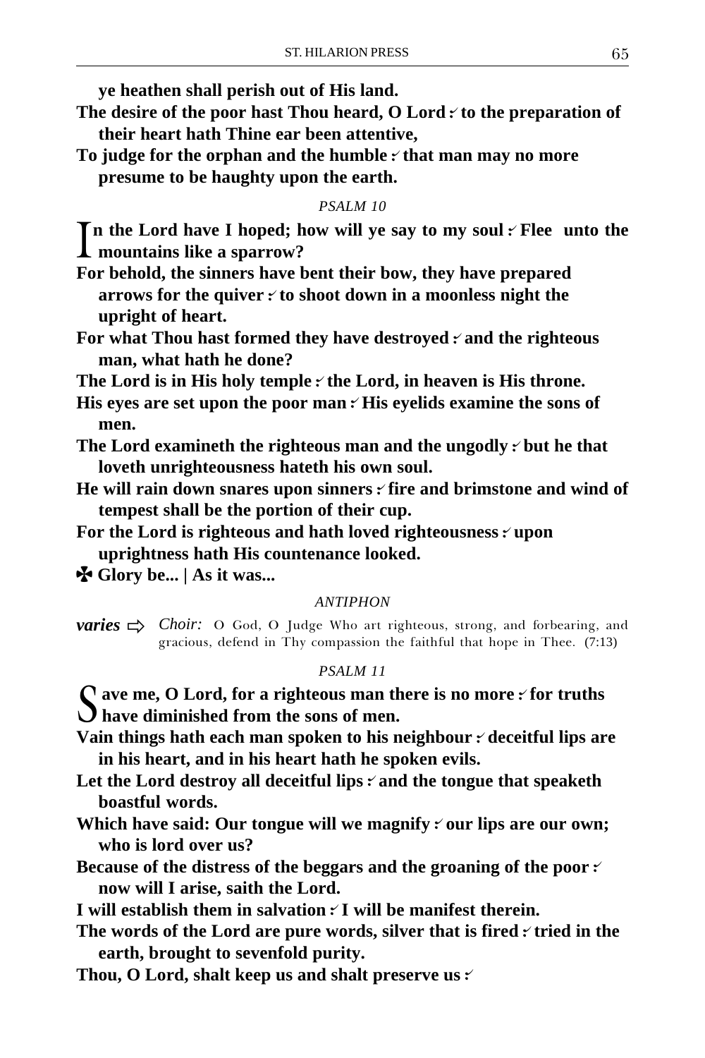**ye heathen shall perish out of His land.**

**The desire of the poor hast Thou heard, O Lord ⁞ to the preparation of their heart hath Thine ear been attentive,**

**To judge for the orphan and the humble ⁞ that man may no more presume to be haughty upon the earth.**

*PSALM 10*

**In the Lord have I hoped; how will ye say to my soul ⁞ Flee unto the mountains like a sparrow?**

**For behold, the sinners have bent their bow, they have prepared arrows for the quiver ⁞ to shoot down in a moonless night the upright of heart.**

**For what Thou hast formed they have destroyed ⁞ and the righteous man, what hath he done?**

**The Lord is in His holy temple ⁞ the Lord, in heaven is His throne.**

**His eyes are set upon the poor man ⁞ His eyelids examine the sons of men.**

**The Lord examineth the righteous man and the ungodly ⁞ but he that loveth unrighteousness hateth his own soul.**

**He will rain down snares upon sinners ⁞ fire and brimstone and wind of tempest shall be the portion of their cup.**

**For the Lord is righteous and hath loved righteousness ⁞ upon uprightness hath His countenance looked.**

**✠ Glory be... | As it was...**

*ANTIPHON*

***varies*** ⇨ *Choir:* O God, O Judge Who art righteous, strong, and forbearing, and gracious, defend in Thy compassion the faithful that hope in Thee. (7:13)

*PSALM 11*

**Save me, O Lord, for a righteous man there is no more ⁞ for truths have diminished from the sons of men.**

**Vain things hath each man spoken to his neighbour ⁞ deceitful lips are in his heart, and in his heart hath he spoken evils.**

**Let the Lord destroy all deceitful lips ⁞ and the tongue that speaketh boastful words.**

**Which have said: Our tongue will we magnify ⁞ our lips are our own; who is lord over us?**

**Because of the distress of the beggars and the groaning of the poor ⁞ now will I arise, saith the Lord.**

**I will establish them in salvation ⁞ I will be manifest therein.**

**The words of the Lord are pure words, silver that is fired ⁞ tried in the earth, brought to sevenfold purity.**

**Thou, O Lord, shalt keep us and shalt preserve us ⁞**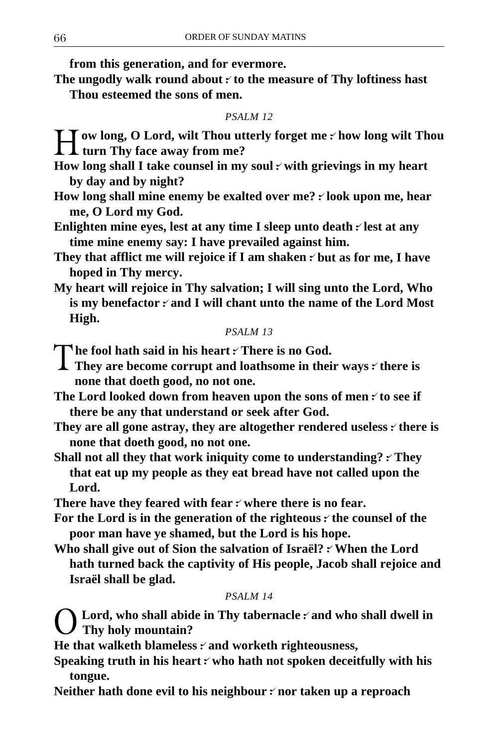**from this generation, and for evermore.**

**The ungodly walk round about ⸪ to the measure of Thy loftiness hast Thou esteemed the sons of men.**

*PSALM 12*

**How long, O Lord, wilt Thou utterly forget me ⸪ how long wilt Thou turn Thy face away from me?**

**How long shall I take counsel in my soul ⸪ with grievings in my heart by day and by night?**

**How long shall mine enemy be exalted over me? ⸪ look upon me, hear me, O Lord my God.**

**Enlighten mine eyes, lest at any time I sleep unto death ⸪ lest at any time mine enemy say: I have prevailed against him.**

**They that afflict me will rejoice if I am shaken ⸪ but as for me, I have hoped in Thy mercy.**

**My heart will rejoice in Thy salvation; I will sing unto the Lord, Who is my benefactor ⸪ and I will chant unto the name of the Lord Most High.**

*PSALM 13*

**The fool hath said in his heart ⸪ There is no God.**

**They are become corrupt and loathsome in their ways ⸪ there is none that doeth good, no not one.**

**The Lord looked down from heaven upon the sons of men ⸪ to see if there be any that understand or seek after God.**

**They are all gone astray, they are altogether rendered useless ⸪ there is none that doeth good, no not one.**

**Shall not all they that work iniquity come to understanding? ⸪ They that eat up my people as they eat bread have not called upon the Lord.**

**There have they feared with fear ⸪ where there is no fear.**

**For the Lord is in the generation of the righteous ⸪ the counsel of the poor man have ye shamed, but the Lord is his hope.**

**Who shall give out of Sion the salvation of Israël? ⸪ When the Lord hath turned back the captivity of His people, Jacob shall rejoice and Israël shall be glad.**

*PSALM 14*

**O Lord, who shall abide in Thy tabernacle ⸪ and who shall dwell in Thy holy mountain?**

**He that walketh blameless ⸪ and worketh righteousness,**

**Speaking truth in his heart ⸪ who hath not spoken deceitfully with his tongue.**

**Neither hath done evil to his neighbour ⸪ nor taken up a reproach**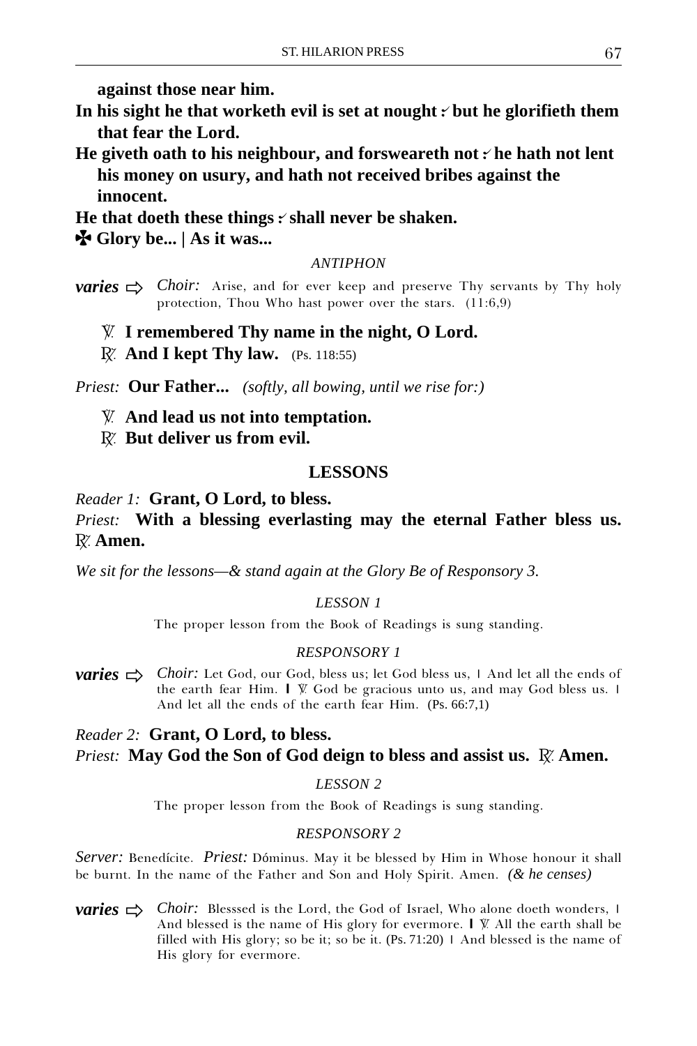**against those near him.**

**In his sight he that worketh evil is set at nought ⁘ but he glorifieth them that fear the Lord.**

**He giveth oath to his neighbour, and forsweareth not ⁘ he hath not lent his money on usury, and hath not received bribes against the innocent.**

**He that doeth these things ⁘ shall never be shaken.**

**✠ Glory be... | As it was...**

*ANTIPHON*

***varies*** ⇨ *Choir:* Arise, and for ever keep and preserve Thy servants by Thy holy protection, Thou Who hast power over the stars. (11:6,9)

℣. **I remembered Thy name in the night, O Lord.**

℟. **And I kept Thy law.** (Ps. 118:55)

*Priest:* **Our Father...** *(softly, all bowing, until we rise for:)*

℣. **And lead us not into temptation.**

℟. **But deliver us from evil.**

## LESSONS

*Reader 1:* **Grant, O Lord, to bless.**

*Priest:* **With a blessing everlasting may the eternal Father bless us.** ℟. **Amen.**

*We sit for the lessons—& stand again at the Glory Be of Responsory 3.*

*LESSON 1*

The proper lesson from the Book of Readings is sung standing.

*RESPONSORY 1*

***varies*** ⇨ *Choir:* Let God, our God, bless us; let God bless us, | And let all the ends of the earth fear Him. ‖ ℣. God be gracious unto us, and may God bless us. | And let all the ends of the earth fear Him. (Ps. 66:7,1)

*Reader 2:* **Grant, O Lord, to bless.**

*Priest:* **May God the Son of God deign to bless and assist us.** ℟. **Amen.**

*LESSON 2*

The proper lesson from the Book of Readings is sung standing.

*RESPONSORY 2*

*Server:* Benedícite. *Priest:* Dóminus. May it be blessed by Him in Whose honour it shall be burnt. In the name of the Father and Son and Holy Spirit. Amen. *(& he censes)*

***varies*** ⇨ *Choir:* Blesssed is the Lord, the God of Israel, Who alone doeth wonders, | And blessed is the name of His glory for evermore. ‖ ℣. All the earth shall be filled with His glory; so be it; so be it. (Ps. 71:20) | And blessed is the name of His glory for evermore.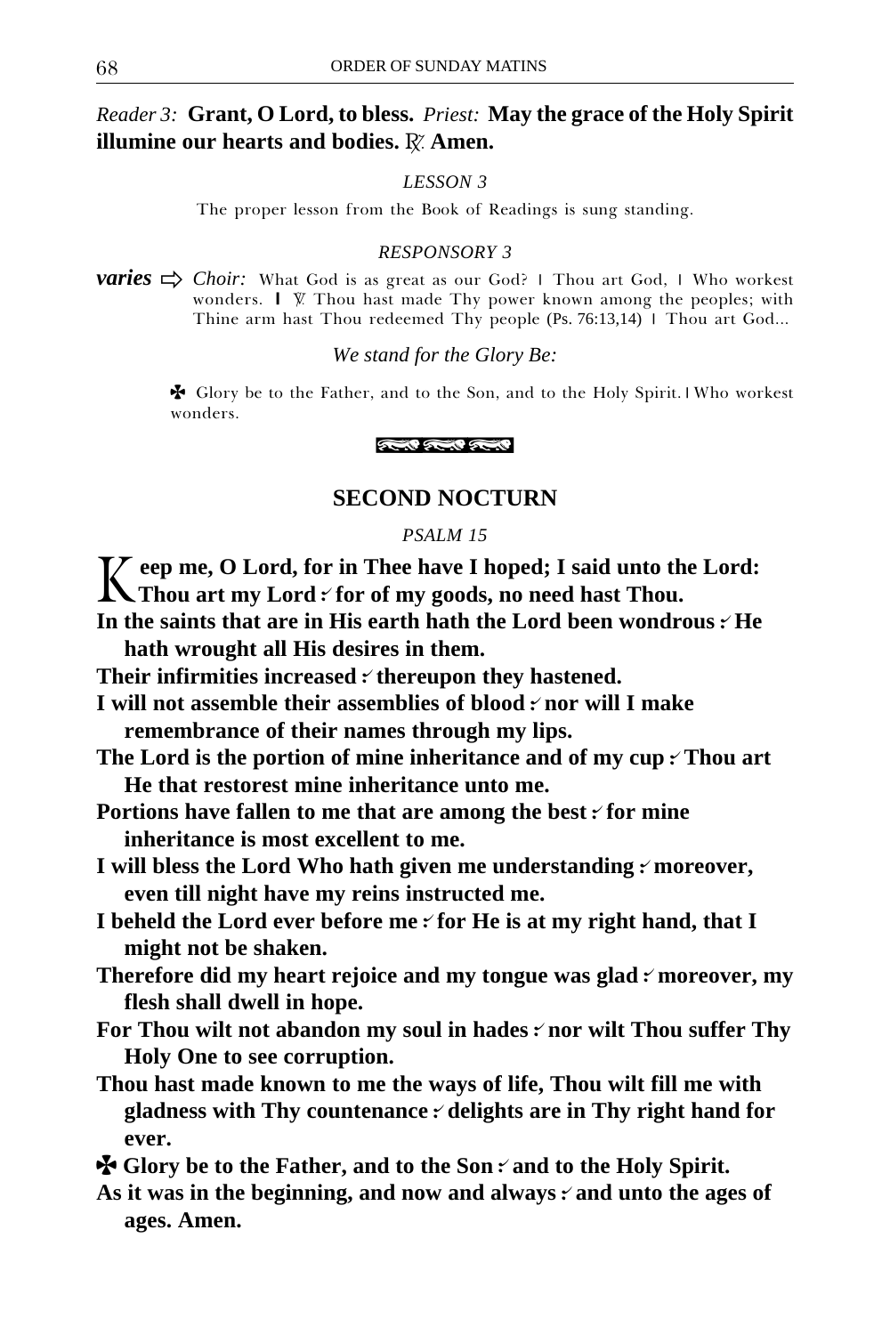*Reader 3:* **Grant, O Lord, to bless.** *Priest:* **May the grace of the Holy Spirit illumine our hearts and bodies.** ℟. **Amen.**

*LESSON 3*

The proper lesson from the Book of Readings is sung standing.

*RESPONSORY 3*

***varies*** ⇨ *Choir:* What God is as great as our God? | Thou art God, | Who workest wonders. **|** ℣. Thou hast made Thy power known among the peoples; with Thine arm hast Thou redeemed Thy people (Ps. 76:13,14) | Thou art God...

*We stand for the Glory Be:*

✠ Glory be to the Father, and to the Son, and to the Holy Spirit. | Who workest wonders.

## SECOND NOCTURN

*PSALM 15*

**Keep me, O Lord, for in Thee have I hoped; I said unto the Lord: Thou art my Lord ⁖ for of my goods, no need hast Thou.**

**In the saints that are in His earth hath the Lord been wondrous ⁖ He hath wrought all His desires in them.**

**Their infirmities increased ⁖ thereupon they hastened.**

**I will not assemble their assemblies of blood ⁖ nor will I make remembrance of their names through my lips.**

**The Lord is the portion of mine inheritance and of my cup ⁖ Thou art He that restorest mine inheritance unto me.**

**Portions have fallen to me that are among the best ⁖ for mine inheritance is most excellent to me.**

**I will bless the Lord Who hath given me understanding ⁖ moreover, even till night have my reins instructed me.**

**I beheld the Lord ever before me ⁖ for He is at my right hand, that I might not be shaken.**

**Therefore did my heart rejoice and my tongue was glad ⁖ moreover, my flesh shall dwell in hope.**

**For Thou wilt not abandon my soul in hades ⁖ nor wilt Thou suffer Thy Holy One to see corruption.**

**Thou hast made known to me the ways of life, Thou wilt fill me with gladness with Thy countenance ⁖ delights are in Thy right hand for ever.**

**✠ Glory be to the Father, and to the Son ⁖ and to the Holy Spirit.**

**As it was in the beginning, and now and always ⁖ and unto the ages of ages. Amen.**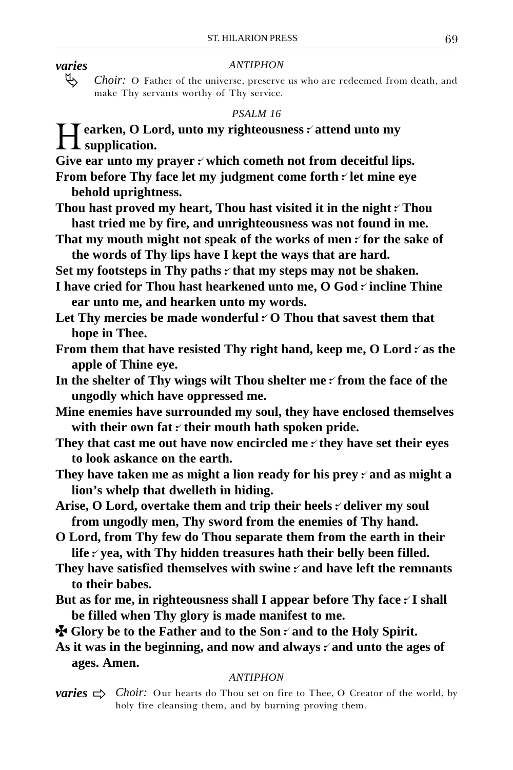***varies*** *ANTIPHON*

↳ *Choir:* O Father of the universe, preserve us who are redeemed from death, and make Thy servants worthy of Thy service.

*PSALM 16*

**Hearken, O Lord, unto my righteousness ∶ attend unto my supplication.**

**Give ear unto my prayer ∶ which cometh not from deceitful lips.**

**From before Thy face let my judgment come forth ∶ let mine eye behold uprightness.**

**Thou hast proved my heart, Thou hast visited it in the night ∶ Thou hast tried me by fire, and unrighteousness was not found in me.**

**That my mouth might not speak of the works of men ∶ for the sake of the words of Thy lips have I kept the ways that are hard.**

**Set my footsteps in Thy paths ∶ that my steps may not be shaken.**

**I have cried for Thou hast hearkened unto me, O God ∶ incline Thine ear unto me, and hearken unto my words.**

**Let Thy mercies be made wonderful ∶ O Thou that savest them that hope in Thee.**

**From them that have resisted Thy right hand, keep me, O Lord ∶ as the apple of Thine eye.**

**In the shelter of Thy wings wilt Thou shelter me ∶ from the face of the ungodly which have oppressed me.**

**Mine enemies have surrounded my soul, they have enclosed themselves with their own fat ∶ their mouth hath spoken pride.**

**They that cast me out have now encircled me ∶ they have set their eyes to look askance on the earth.**

**They have taken me as might a lion ready for his prey ∶ and as might a lion's whelp that dwelleth in hiding.**

**Arise, O Lord, overtake them and trip their heels ∶ deliver my soul from ungodly men, Thy sword from the enemies of Thy hand.**

**O Lord, from Thy few do Thou separate them from the earth in their life ∶ yea, with Thy hidden treasures hath their belly been filled.**

**They have satisfied themselves with swine ∶ and have left the remnants to their babes.**

**But as for me, in righteousness shall I appear before Thy face ∶ I shall be filled when Thy glory is made manifest to me.**

**✠ Glory be to the Father and to the Son ∶ and to the Holy Spirit.**

**As it was in the beginning, and now and always ∶ and unto the ages of ages. Amen.**

*ANTIPHON*

***varies*** ⇨ *Choir:* Our hearts do Thou set on fire to Thee, O Creator of the world, by holy fire cleansing them, and by burning proving them.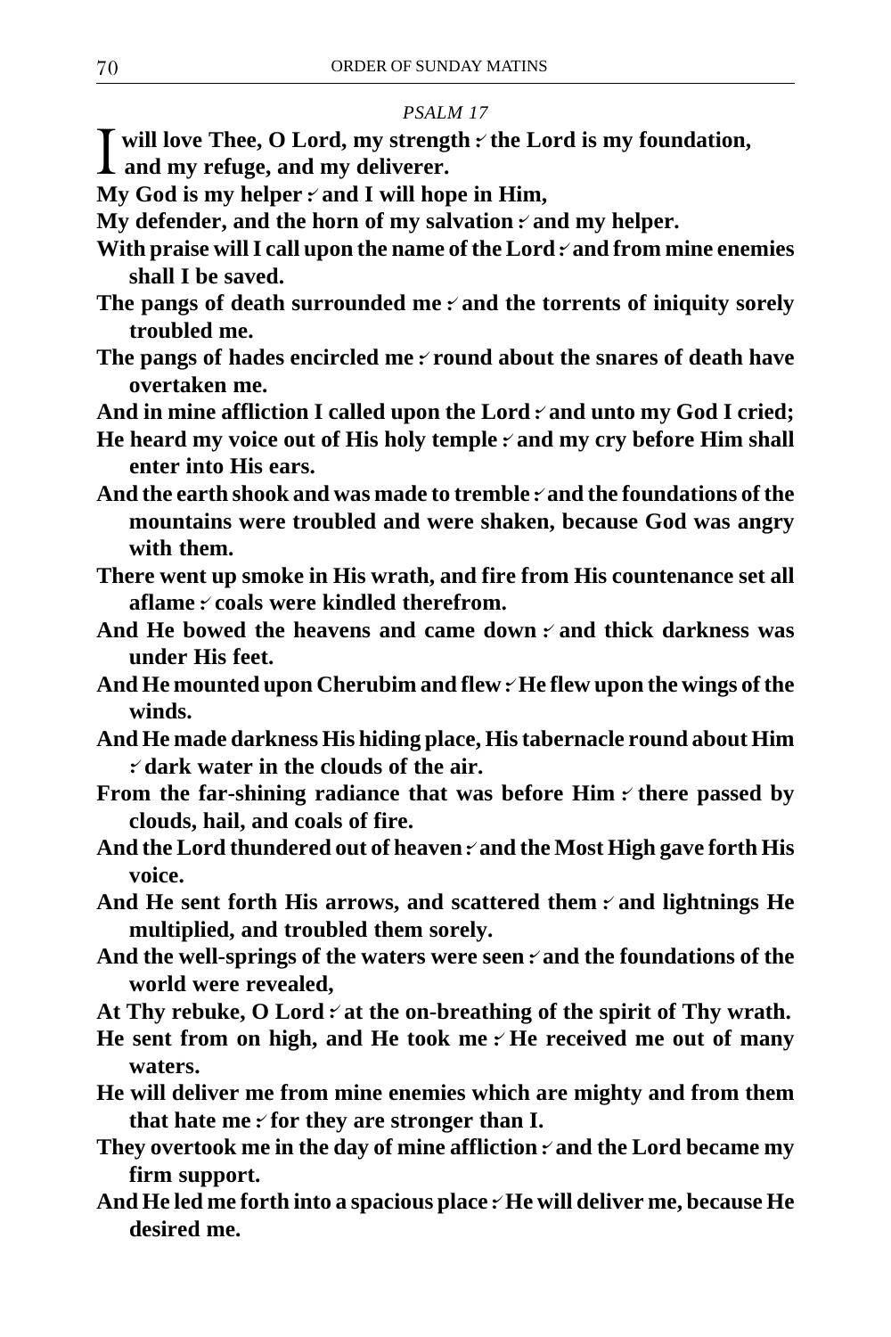*PSALM 17*

**I will love Thee, O Lord, my strength :· the Lord is my foundation, and my refuge, and my deliverer.**

**My God is my helper :· and I will hope in Him,**

**My defender, and the horn of my salvation :· and my helper.**

**With praise will I call upon the name of the Lord :· and from mine enemies shall I be saved.**

**The pangs of death surrounded me :· and the torrents of iniquity sorely troubled me.**

**The pangs of hades encircled me :· round about the snares of death have overtaken me.**

**And in mine affliction I called upon the Lord :· and unto my God I cried;**

**He heard my voice out of His holy temple :· and my cry before Him shall enter into His ears.**

**And the earth shook and was made to tremble :· and the foundations of the mountains were troubled and were shaken, because God was angry with them.**

**There went up smoke in His wrath, and fire from His countenance set all aflame :· coals were kindled therefrom.**

**And He bowed the heavens and came down :· and thick darkness was under His feet.**

**And He mounted upon Cherubim and flew :· He flew upon the wings of the winds.**

**And He made darkness His hiding place, His tabernacle round about Him :· dark water in the clouds of the air.**

**From the far-shining radiance that was before Him :· there passed by clouds, hail, and coals of fire.**

**And the Lord thundered out of heaven :· and the Most High gave forth His voice.**

**And He sent forth His arrows, and scattered them :· and lightnings He multiplied, and troubled them sorely.**

**And the well-springs of the waters were seen :· and the foundations of the world were revealed,**

**At Thy rebuke, O Lord :· at the on-breathing of the spirit of Thy wrath.**

**He sent from on high, and He took me :· He received me out of many waters.**

**He will deliver me from mine enemies which are mighty and from them that hate me :· for they are stronger than I.**

**They overtook me in the day of mine affliction :· and the Lord became my firm support.**

**And He led me forth into a spacious place :· He will deliver me, because He desired me.**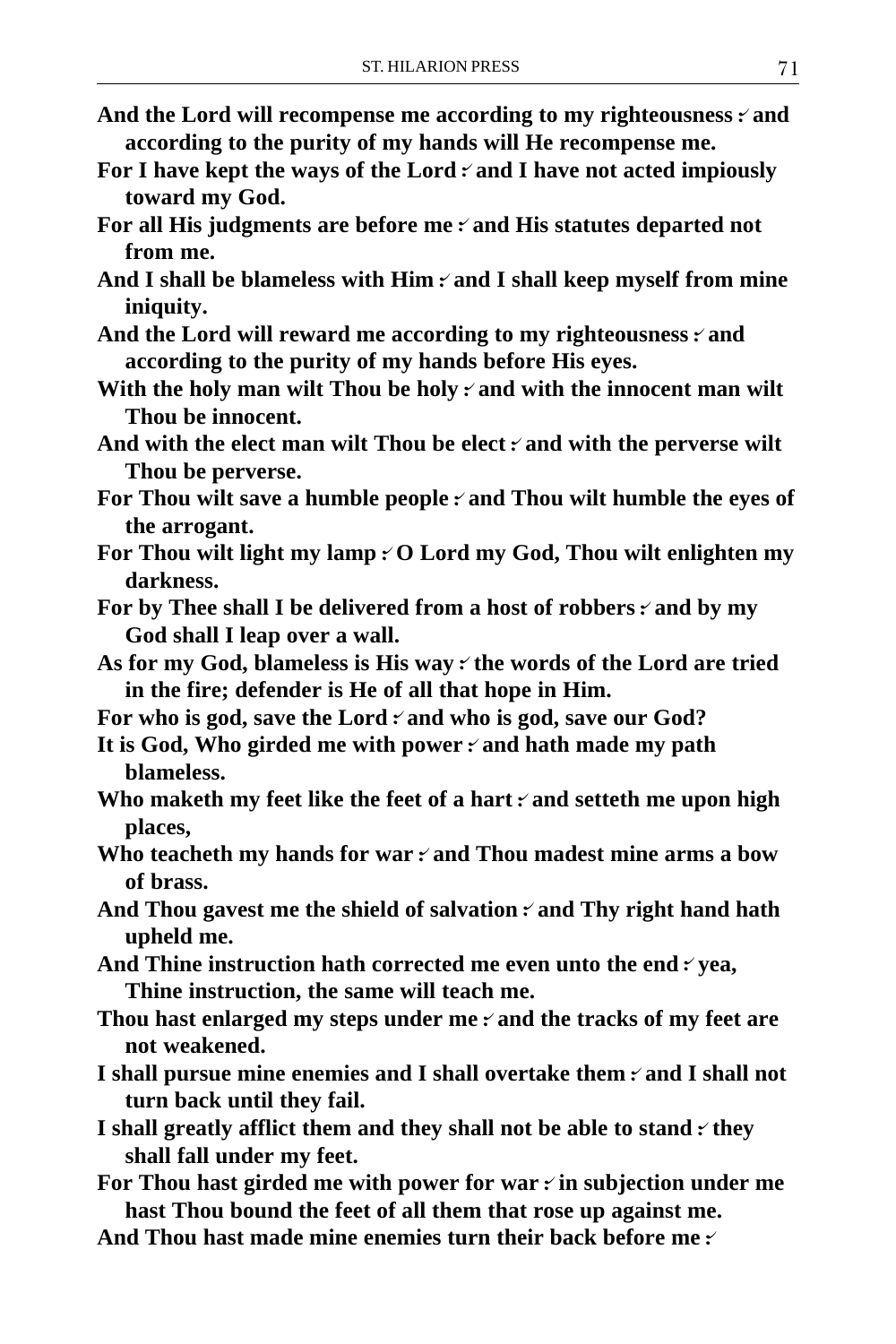**And the Lord will recompense me according to my righteousness ⁝ and according to the purity of my hands will He recompense me.**

**For I have kept the ways of the Lord ⁝ and I have not acted impiously toward my God.**

**For all His judgments are before me ⁝ and His statutes departed not from me.**

**And I shall be blameless with Him ⁝ and I shall keep myself from mine iniquity.**

**And the Lord will reward me according to my righteousness ⁝ and according to the purity of my hands before His eyes.**

**With the holy man wilt Thou be holy ⁝ and with the innocent man wilt Thou be innocent.**

**And with the elect man wilt Thou be elect ⁝ and with the perverse wilt Thou be perverse.**

**For Thou wilt save a humble people ⁝ and Thou wilt humble the eyes of the arrogant.**

**For Thou wilt light my lamp ⁝ O Lord my God, Thou wilt enlighten my darkness.**

**For by Thee shall I be delivered from a host of robbers ⁝ and by my God shall I leap over a wall.**

**As for my God, blameless is His way ⁝ the words of the Lord are tried in the fire; defender is He of all that hope in Him.**

**For who is god, save the Lord ⁝ and who is god, save our God?**

**It is God, Who girded me with power ⁝ and hath made my path blameless.**

**Who maketh my feet like the feet of a hart ⁝ and setteth me upon high places,**

**Who teacheth my hands for war ⁝ and Thou madest mine arms a bow of brass.**

**And Thou gavest me the shield of salvation ⁝ and Thy right hand hath upheld me.**

**And Thine instruction hath corrected me even unto the end ⁝ yea, Thine instruction, the same will teach me.**

**Thou hast enlarged my steps under me ⁝ and the tracks of my feet are not weakened.**

**I shall pursue mine enemies and I shall overtake them ⁝ and I shall not turn back until they fail.**

**I shall greatly afflict them and they shall not be able to stand ⁝ they shall fall under my feet.**

**For Thou hast girded me with power for war ⁝ in subjection under me hast Thou bound the feet of all them that rose up against me.**

**And Thou hast made mine enemies turn their back before me ⁝**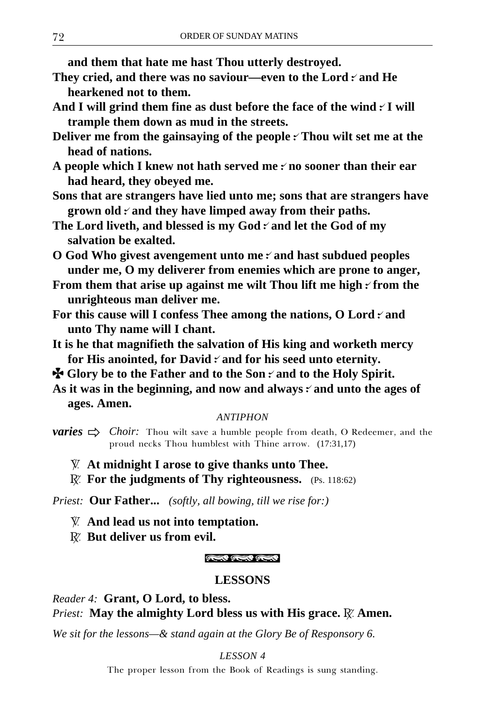**and them that hate me hast Thou utterly destroyed.**

**They cried, and there was no saviour—even to the Lord ⁖ and He hearkened not to them.**

**And I will grind them fine as dust before the face of the wind ⁖ I will trample them down as mud in the streets.**

**Deliver me from the gainsaying of the people ⁖ Thou wilt set me at the head of nations.**

**A people which I knew not hath served me ⁖ no sooner than their ear had heard, they obeyed me.**

**Sons that are strangers have lied unto me; sons that are strangers have grown old ⁖ and they have limped away from their paths.**

**The Lord liveth, and blessed is my God ⁖ and let the God of my salvation be exalted.**

**O God Who givest avengement unto me ⁖ and hast subdued peoples under me, O my deliverer from enemies which are prone to anger,**

**From them that arise up against me wilt Thou lift me high ⁖ from the unrighteous man deliver me.**

**For this cause will I confess Thee among the nations, O Lord ⁖ and unto Thy name will I chant.**

**It is he that magnifieth the salvation of His king and worketh mercy for His anointed, for David ⁖ and for his seed unto eternity.**

**✠ Glory be to the Father and to the Son ⁖ and to the Holy Spirit.**

**As it was in the beginning, and now and always ⁖ and unto the ages of ages. Amen.**

*ANTIPHON*

***varies*** ⇨ *Choir:* Thou wilt save a humble people from death, O Redeemer, and the proud necks Thou humblest with Thine arrow. (17:31,17)

℣. **At midnight I arose to give thanks unto Thee.**
℟. **For the judgments of Thy righteousness.** (Ps. 118:62)

*Priest:* **Our Father...** *(softly, all bowing, till we rise for:)*

℣. **And lead us not into temptation.**
℟. **But deliver us from evil.**

## LESSONS

*Reader 4:* **Grant, O Lord, to bless.**
*Priest:* **May the almighty Lord bless us with His grace.** ℟. **Amen.**

*We sit for the lessons—& stand again at the Glory Be of Responsory 6.*

*LESSON 4*

The proper lesson from the Book of Readings is sung standing.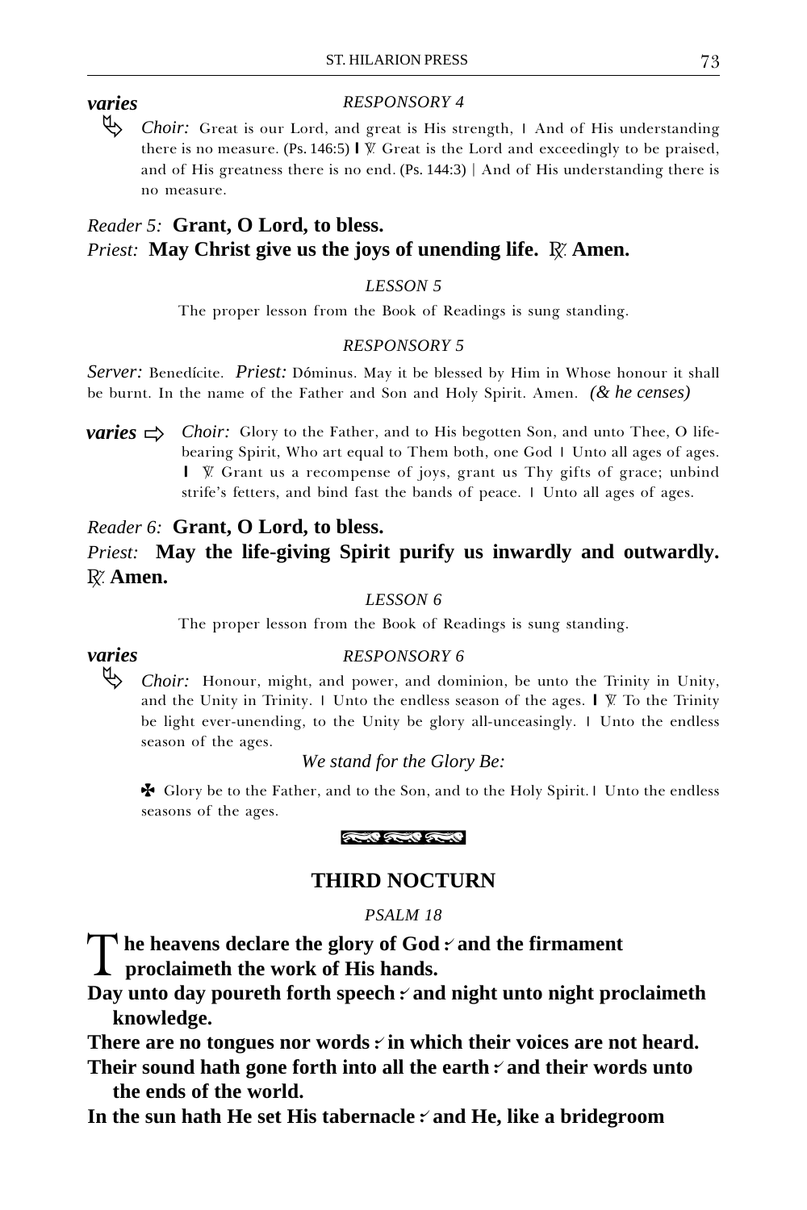*varies* *RESPONSORY 4*

↳ *Choir:* Great is our Lord, and great is His strength, | And of His understanding there is no measure. (Ps. 146:5) | ℣ Great is the Lord and exceedingly to be praised, and of His greatness there is no end. (Ps. 144:3) | And of His understanding there is no measure.

*Reader 5:* **Grant, O Lord, to bless.**
*Priest:* **May Christ give us the joys of unending life.** ℟ **Amen.**

*LESSON 5*

The proper lesson from the Book of Readings is sung standing.

*RESPONSORY 5*

*Server:* Benedícite. *Priest:* Dóminus. May it be blessed by Him in Whose honour it shall be burnt. In the name of the Father and Son and Holy Spirit. Amen. *(& he censes)*

***varies*** ⇨ *Choir:* Glory to the Father, and to His begotten Son, and unto Thee, O life-bearing Spirit, Who art equal to Them both, one God | Unto all ages of ages. | ℣ Grant us a recompense of joys, grant us Thy gifts of grace; unbind strife's fetters, and bind fast the bands of peace. | Unto all ages of ages.

*Reader 6:* **Grant, O Lord, to bless.**
*Priest:* **May the life-giving Spirit purify us inwardly and outwardly.** ℟ **Amen.**

*LESSON 6*

The proper lesson from the Book of Readings is sung standing.

***varies*** *RESPONSORY 6*

↳ *Choir:* Honour, might, and power, and dominion, be unto the Trinity in Unity, and the Unity in Trinity. | Unto the endless season of the ages. | ℣ To the Trinity be light ever-unending, to the Unity be glory all-unceasingly. | Unto the endless season of the ages.

*We stand for the Glory Be:*

✠ Glory be to the Father, and to the Son, and to the Holy Spirit. | Unto the endless seasons of the ages.

## THIRD NOCTURN

*PSALM 18*

**The heavens declare the glory of God ⁖ and the firmament proclaimeth the work of His hands.**
**Day unto day poureth forth speech ⁖ and night unto night proclaimeth knowledge.**
**There are no tongues nor words ⁖ in which their voices are not heard.**
**Their sound hath gone forth into all the earth ⁖ and their words unto the ends of the world.**
**In the sun hath He set His tabernacle ⁖ and He, like a bridegroom**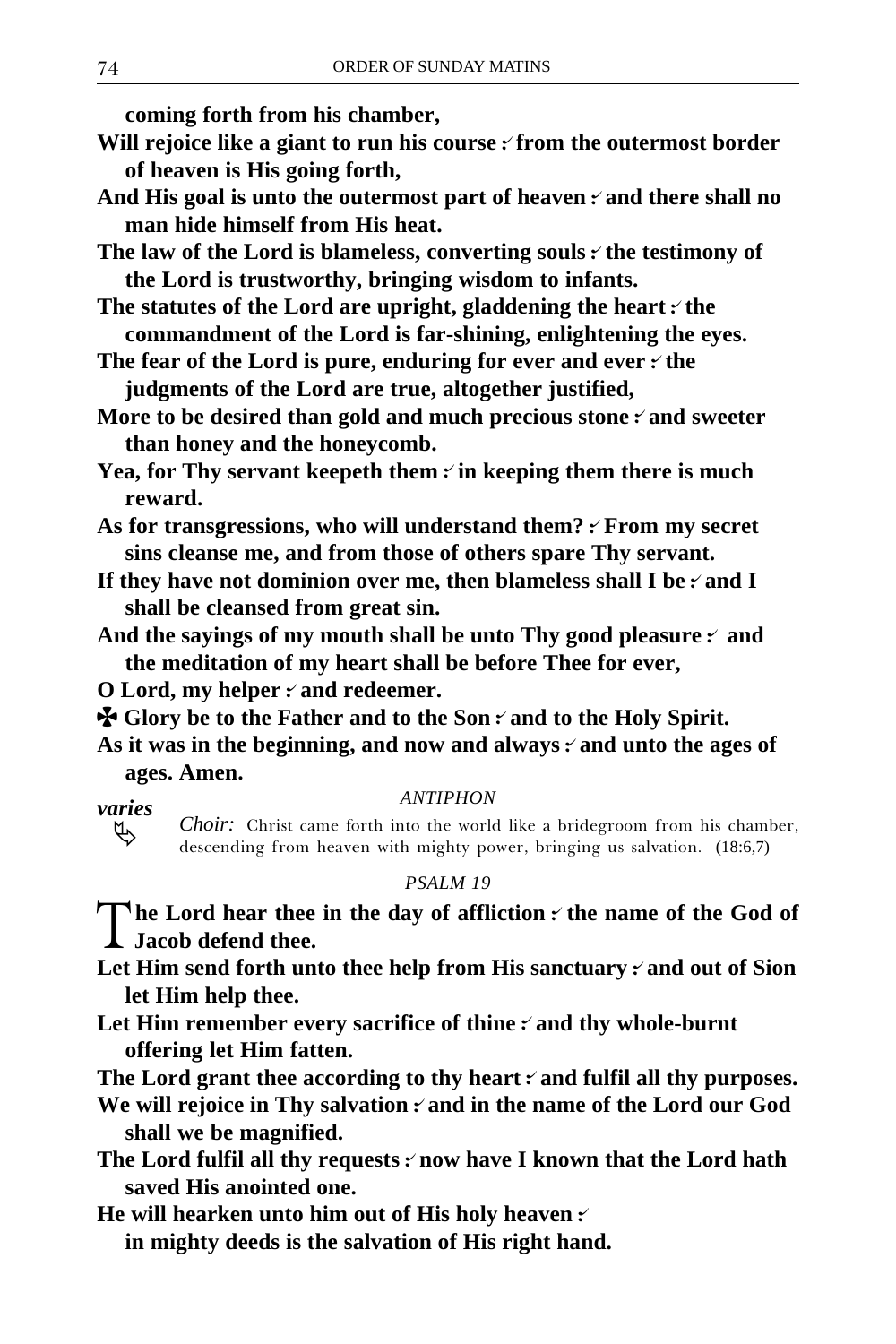**coming forth from his chamber,**

**Will rejoice like a giant to run his course ⁖ from the outermost border of heaven is His going forth,**

**And His goal is unto the outermost part of heaven ⁖ and there shall no man hide himself from His heat.**

**The law of the Lord is blameless, converting souls ⁖ the testimony of the Lord is trustworthy, bringing wisdom to infants.**

**The statutes of the Lord are upright, gladdening the heart ⁖ the commandment of the Lord is far-shining, enlightening the eyes.**

**The fear of the Lord is pure, enduring for ever and ever ⁖ the judgments of the Lord are true, altogether justified,**

**More to be desired than gold and much precious stone ⁖ and sweeter than honey and the honeycomb.**

**Yea, for Thy servant keepeth them ⁖ in keeping them there is much reward.**

**As for transgressions, who will understand them? ⁖ From my secret sins cleanse me, and from those of others spare Thy servant.**

**If they have not dominion over me, then blameless shall I be ⁖ and I shall be cleansed from great sin.**

**And the sayings of my mouth shall be unto Thy good pleasure ⁖ and the meditation of my heart shall be before Thee for ever,**

**O Lord, my helper ⁖ and redeemer.**

**✠ Glory be to the Father and to the Son ⁖ and to the Holy Spirit.**

**As it was in the beginning, and now and always ⁖ and unto the ages of ages. Amen.**

*ANTIPHON*

***varies*** ⇘

*Choir:* Christ came forth into the world like a bridegroom from his chamber, descending from heaven with mighty power, bringing us salvation. (18:6,7)

*PSALM 19*

**The Lord hear thee in the day of affliction ⁖ the name of the God of Jacob defend thee.**

**Let Him send forth unto thee help from His sanctuary ⁖ and out of Sion let Him help thee.**

**Let Him remember every sacrifice of thine ⁖ and thy whole-burnt offering let Him fatten.**

**The Lord grant thee according to thy heart ⁖ and fulfil all thy purposes.**

**We will rejoice in Thy salvation ⁖ and in the name of the Lord our God shall we be magnified.**

**The Lord fulfil all thy requests ⁖ now have I known that the Lord hath saved His anointed one.**

**He will hearken unto him out of His holy heaven ⁖ in mighty deeds is the salvation of His right hand.**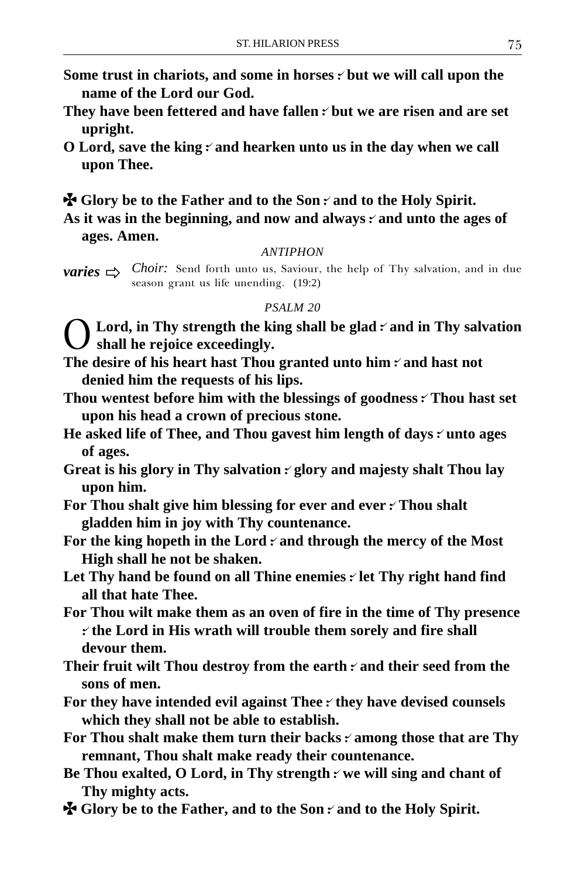**Some trust in chariots, and some in horses ⸪ but we will call upon the name of the Lord our God.**

**They have been fettered and have fallen ⸪ but we are risen and are set upright.**

**O Lord, save the king ⸪ and hearken unto us in the day when we call upon Thee.**

**✠ Glory be to the Father and to the Son ⸪ and to the Holy Spirit.**

**As it was in the beginning, and now and always ⸪ and unto the ages of ages. Amen.**

*ANTIPHON*

***varies*** ⇨ *Choir:* Send forth unto us, Saviour, the help of Thy salvation, and in due season grant us life unending. (19:2)

*PSALM 20*

**O Lord, in Thy strength the king shall be glad ⸪ and in Thy salvation shall he rejoice exceedingly.**

**The desire of his heart hast Thou granted unto him ⸪ and hast not denied him the requests of his lips.**

**Thou wentest before him with the blessings of goodness ⸪ Thou hast set upon his head a crown of precious stone.**

**He asked life of Thee, and Thou gavest him length of days ⸪ unto ages of ages.**

**Great is his glory in Thy salvation ⸪ glory and majesty shalt Thou lay upon him.**

**For Thou shalt give him blessing for ever and ever ⸪ Thou shalt gladden him in joy with Thy countenance.**

**For the king hopeth in the Lord ⸪ and through the mercy of the Most High shall he not be shaken.**

**Let Thy hand be found on all Thine enemies ⸪ let Thy right hand find all that hate Thee.**

**For Thou wilt make them as an oven of fire in the time of Thy presence ⸪ the Lord in His wrath will trouble them sorely and fire shall devour them.**

**Their fruit wilt Thou destroy from the earth ⸪ and their seed from the sons of men.**

**For they have intended evil against Thee ⸪ they have devised counsels which they shall not be able to establish.**

**For Thou shalt make them turn their backs ⸪ among those that are Thy remnant, Thou shalt make ready their countenance.**

**Be Thou exalted, O Lord, in Thy strength ⸪ we will sing and chant of Thy mighty acts.**

**✠ Glory be to the Father, and to the Son ⸪ and to the Holy Spirit.**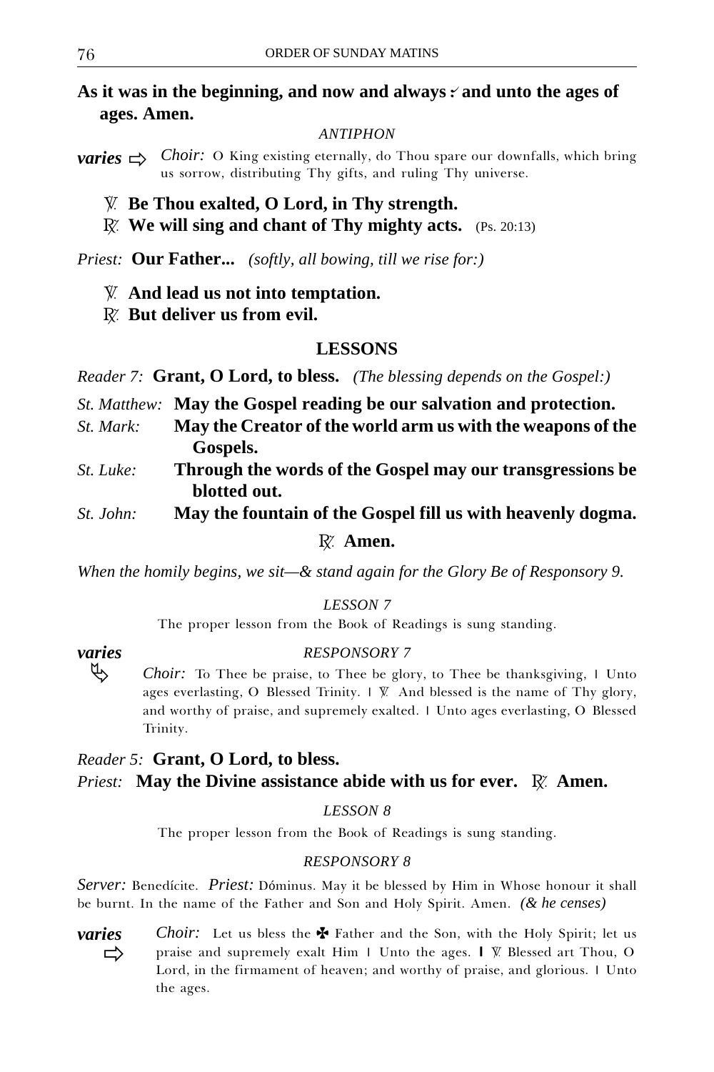**As it was in the beginning, and now and always ⸱ and unto the ages of ages. Amen.**

*ANTIPHON*

***varies*** ⇨ *Choir:* O King existing eternally, do Thou spare our downfalls, which bring us sorrow, distributing Thy gifts, and ruling Thy universe.

℣. **Be Thou exalted, O Lord, in Thy strength.**
℟. **We will sing and chant of Thy mighty acts.** (Ps. 20:13)

*Priest:* **Our Father...** *(softly, all bowing, till we rise for:)*

℣. **And lead us not into temptation.**
℟. **But deliver us from evil.**

## LESSONS

*Reader 7:* **Grant, O Lord, to bless.** *(The blessing depends on the Gospel:)*

*St. Matthew:* **May the Gospel reading be our salvation and protection.**
*St. Mark:* **May the Creator of the world arm us with the weapons of the Gospels.**
*St. Luke:* **Through the words of the Gospel may our transgressions be blotted out.**
*St. John:* **May the fountain of the Gospel fill us with heavenly dogma.**

℟. **Amen.**

*When the homily begins, we sit—& stand again for the Glory Be of Responsory 9.*

*LESSON 7*

The proper lesson from the Book of Readings is sung standing.

***varies***

*RESPONSORY 7*

*Choir:* To Thee be praise, to Thee be glory, to Thee be thanksgiving, | Unto ages everlasting, O Blessed Trinity. | ℣. And blessed is the name of Thy glory, and worthy of praise, and supremely exalted. | Unto ages everlasting, O Blessed Trinity.

*Reader 5:* **Grant, O Lord, to bless.**
*Priest:* **May the Divine assistance abide with us for ever.** ℟. **Amen.**

*LESSON 8*

The proper lesson from the Book of Readings is sung standing.

*RESPONSORY 8*

*Server:* Benedícite. *Priest:* Dóminus. May it be blessed by Him in Whose honour it shall be burnt. In the name of the Father and Son and Holy Spirit. Amen. *(& he censes)*

***varies*** ⇨ *Choir:* Let us bless the ✠ Father and the Son, with the Holy Spirit; let us praise and supremely exalt Him | Unto the ages. | ℣. Blessed art Thou, O Lord, in the firmament of heaven; and worthy of praise, and glorious. | Unto the ages.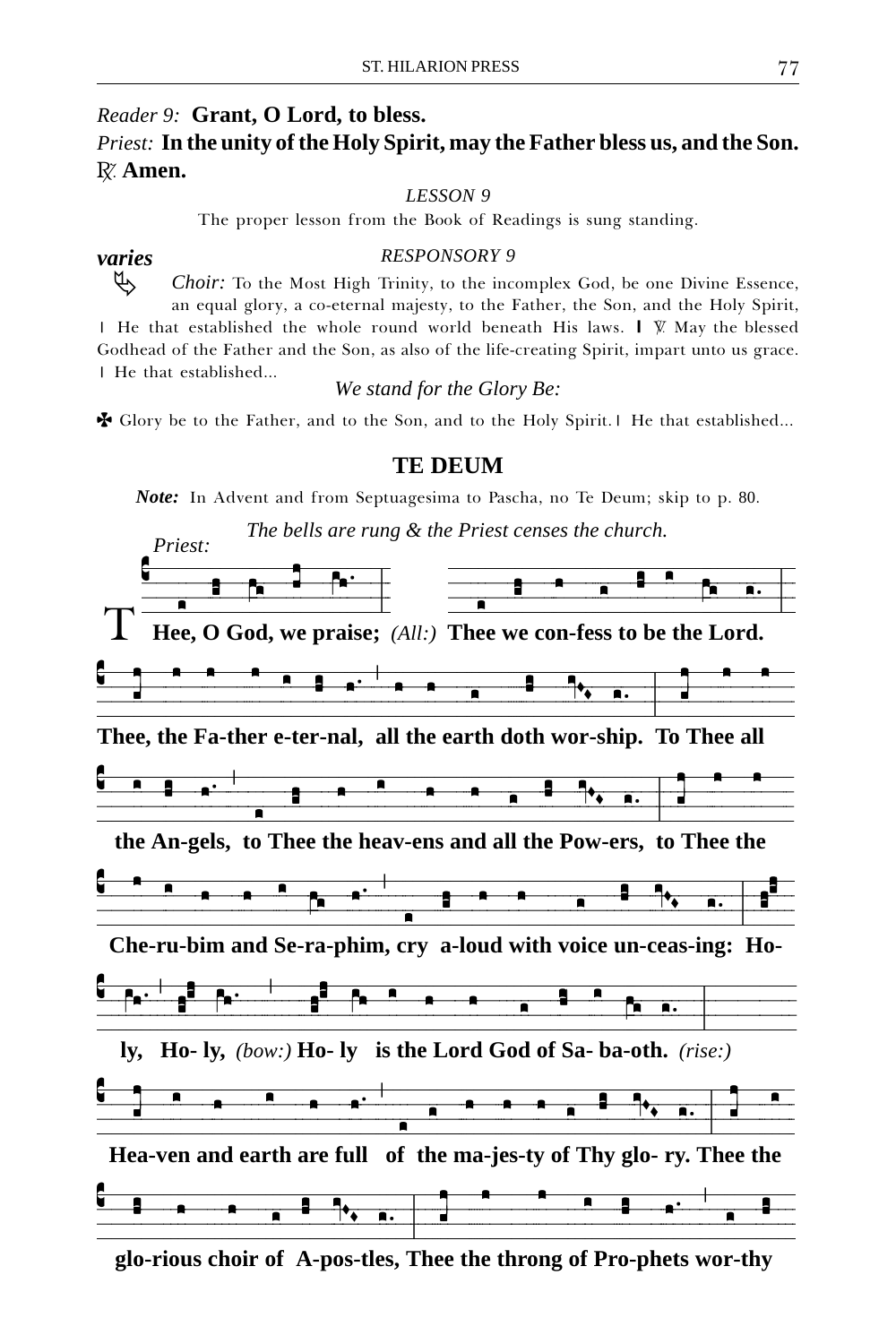*Reader 9:* **Grant, O Lord, to bless.**
*Priest:* **In the unity of the Holy Spirit, may the Father bless us, and the Son.**
℟. **Amen.**

*LESSON 9*

The proper lesson from the Book of Readings is sung standing.

***varies***

*RESPONSORY 9*

*Choir:* To the Most High Trinity, to the incomplex God, be one Divine Essence, an equal glory, a co-eternal majesty, to the Father, the Son, and the Holy Spirit, | He that established the whole round world beneath His laws. | ℣. May the blessed Godhead of the Father and the Son, as also of the life-creating Spirit, impart unto us grace. | He that established...

*We stand for the Glory Be:*

✠ Glory be to the Father, and to the Son, and to the Holy Spirit. | He that established...

## TE DEUM

***Note:*** In Advent and from Septuagesima to Pascha, no Te Deum; skip to p. 80.

*The bells are rung & the Priest censes the church.*

*Priest:*

**Thee, O God, we praise;** *(All:)* **Thee we con-fess to be the Lord.**

**Thee, the Fa-ther e-ter-nal, all the earth doth wor-ship. To Thee all**

**the An-gels, to Thee the heav-ens and all the Pow-ers, to Thee the**

**Che-ru-bim and Se-ra-phim, cry a-loud with voice un-ceas-ing: Ho-**

**ly, Ho- ly,** *(bow:)* **Ho- ly is the Lord God of Sa- ba-oth.** *(rise:)*

**Hea-ven and earth are full of the ma-jes-ty of Thy glo- ry. Thee the**

**glo-rious choir of A-pos-tles, Thee the throng of Pro-phets wor-thy**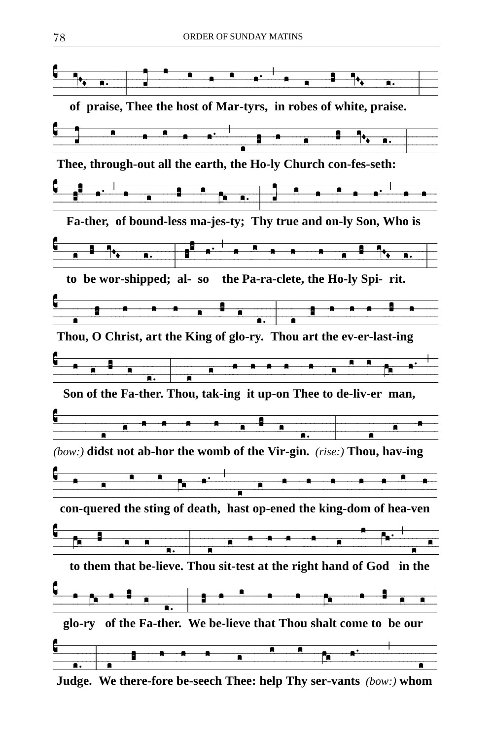of praise, Thee the host of Mar-tyrs, in robes of white, praise.

Thee, through-out all the earth, the Ho-ly Church con-fes-seth:

Fa-ther, of bound-less ma-jes-ty; Thy true and on-ly Son, Who is

to be wor-shipped; al- so the Pa-ra-clete, the Ho-ly Spi- rit.

Thou, O Christ, art the King of glo-ry. Thou art the ev-er-last-ing

Son of the Fa-ther. Thou, tak-ing it up-on Thee to de-liv-er man,

*(bow:)* didst not ab-hor the womb of the Vir-gin. *(rise:)* Thou, hav-ing

con-quered the sting of death, hast op-ened the king-dom of hea-ven

to them that be-lieve. Thou sit-test at the right hand of God in the

glo-ry of the Fa-ther. We be-lieve that Thou shalt come to be our

Judge. We there-fore be-seech Thee: help Thy ser-vants *(bow:)* whom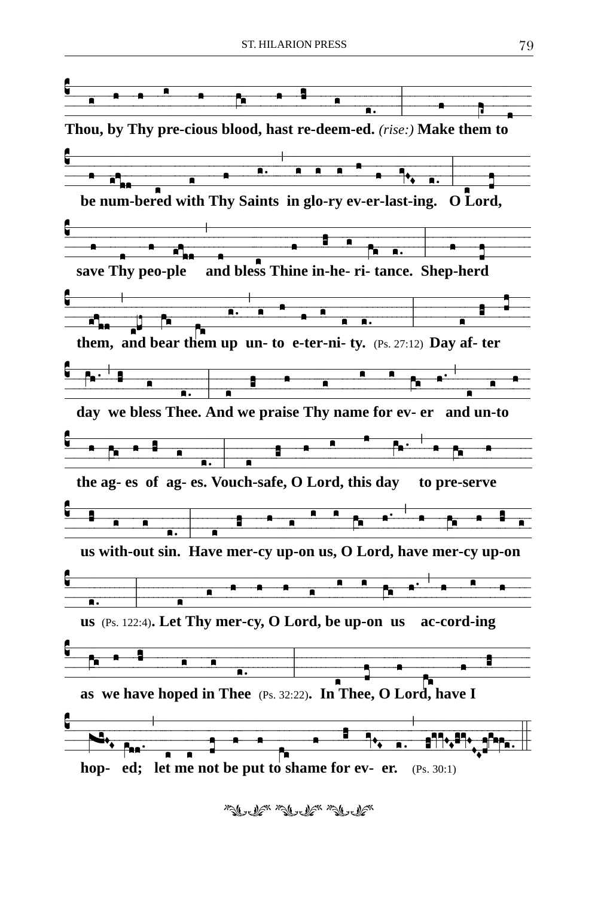Thou, by Thy pre-cious blood, hast re-deem-ed. *(rise:)* Make them to

be num-bered with Thy Saints in glo-ry ev-er-last-ing. O Lord,

save Thy peo-ple and bless Thine in-he- ri- tance. Shep-herd

them, and bear them up un- to e-ter-ni- ty. (Ps. 27:12) Day af- ter

day we bless Thee. And we praise Thy name for ev- er and un-to

the ag- es of ag- es. Vouch-safe, O Lord, this day to pre-serve

us with-out sin. Have mer-cy up-on us, O Lord, have mer-cy up-on

us (Ps. 122:4). Let Thy mer-cy, O Lord, be up-on us ac-cord-ing

as we have hoped in Thee (Ps. 32:22). In Thee, O Lord, have I

hop- ed; let me not be put to shame for ev- er. (Ps. 30:1)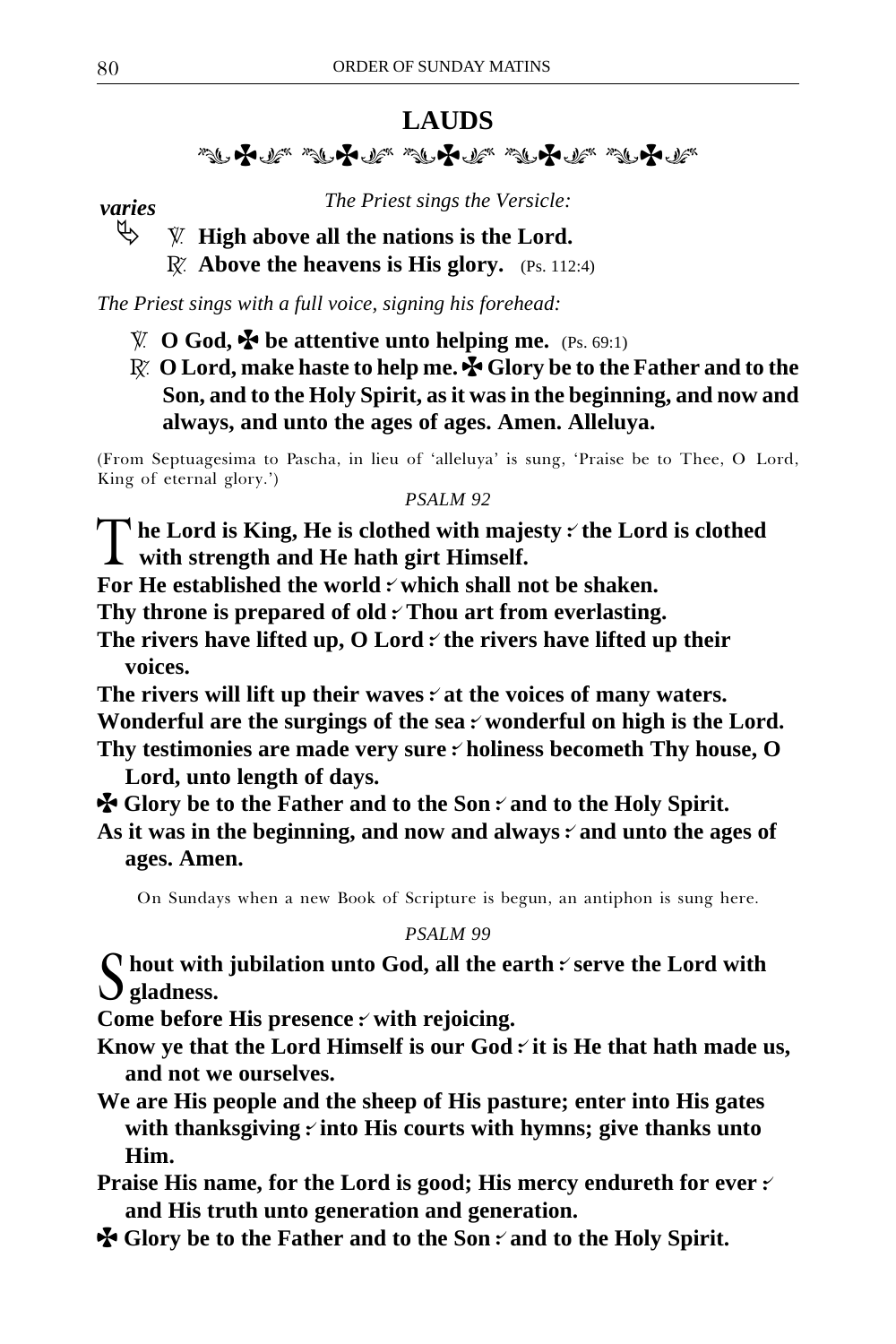## LAUDS

✠ ✠ ✠ ✠ ✠

*varies* ↳ *The Priest sings the Versicle:*

℣. **High above all the nations is the Lord.**

℟. **Above the heavens is His glory.** (Ps. 112:4)

*The Priest sings with a full voice, signing his forehead:*

℣. **O God, ✠ be attentive unto helping me.** (Ps. 69:1)

℟. **O Lord, make haste to help me. ✠ Glory be to the Father and to the Son, and to the Holy Spirit, as it was in the beginning, and now and always, and unto the ages of ages. Amen. Alleluya.**

(From Septuagesima to Pascha, in lieu of 'alleluya' is sung, 'Praise be to Thee, O Lord, King of eternal glory.')

*PSALM 92*

**The Lord is King, He is clothed with majesty ✓ the Lord is clothed with strength and He hath girt Himself.**

**For He established the world ✓ which shall not be shaken.**

**Thy throne is prepared of old ✓ Thou art from everlasting.**

**The rivers have lifted up, O Lord ✓ the rivers have lifted up their voices.**

**The rivers will lift up their waves ✓ at the voices of many waters.**

**Wonderful are the surgings of the sea ✓ wonderful on high is the Lord.**

**Thy testimonies are made very sure ✓ holiness becometh Thy house, O Lord, unto length of days.**

**✠ Glory be to the Father and to the Son ✓ and to the Holy Spirit.**

**As it was in the beginning, and now and always ✓ and unto the ages of ages. Amen.**

On Sundays when a new Book of Scripture is begun, an antiphon is sung here.

*PSALM 99*

**Shout with jubilation unto God, all the earth ✓ serve the Lord with gladness.**

**Come before His presence ✓ with rejoicing.**

**Know ye that the Lord Himself is our God ✓ it is He that hath made us, and not we ourselves.**

**We are His people and the sheep of His pasture; enter into His gates with thanksgiving ✓ into His courts with hymns; give thanks unto Him.**

**Praise His name, for the Lord is good; His mercy endureth for ever ✓ and His truth unto generation and generation.**

**✠ Glory be to the Father and to the Son ✓ and to the Holy Spirit.**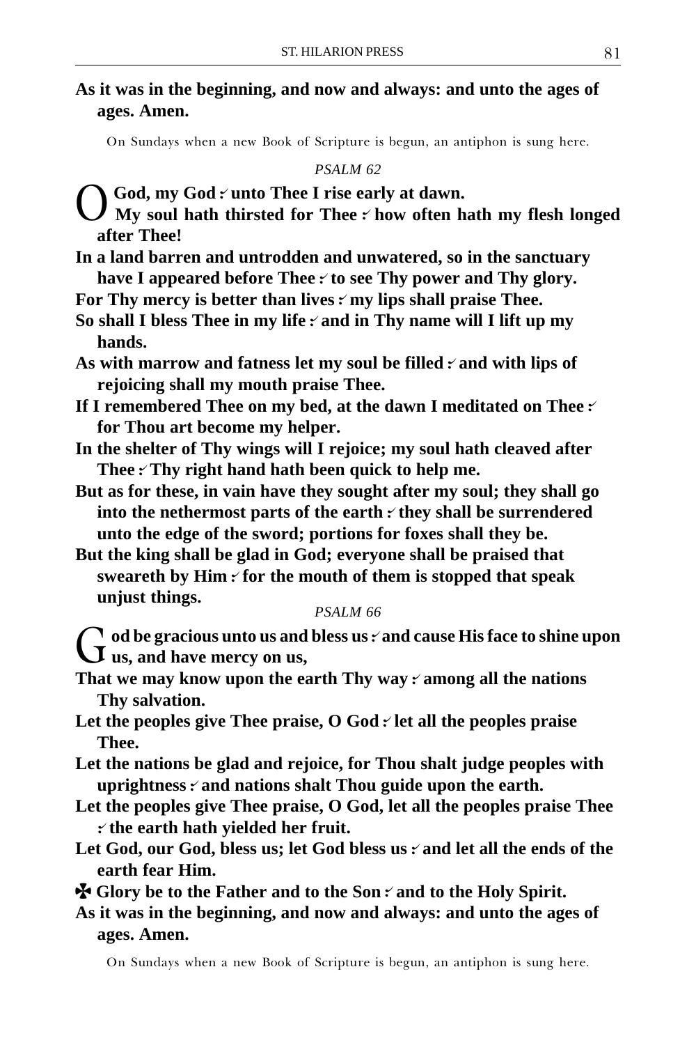**As it was in the beginning, and now and always: and unto the ages of ages. Amen.**

On Sundays when a new Book of Scripture is begun, an antiphon is sung here.

*PSALM 62*

**O God, my God ⁘ unto Thee I rise early at dawn.**
**My soul hath thirsted for Thee ⁘ how often hath my flesh longed after Thee!**
**In a land barren and untrodden and unwatered, so in the sanctuary have I appeared before Thee ⁘ to see Thy power and Thy glory.**
**For Thy mercy is better than lives ⁘ my lips shall praise Thee.**
**So shall I bless Thee in my life ⁘ and in Thy name will I lift up my hands.**
**As with marrow and fatness let my soul be filled ⁘ and with lips of rejoicing shall my mouth praise Thee.**
**If I remembered Thee on my bed, at the dawn I meditated on Thee ⁘ for Thou art become my helper.**
**In the shelter of Thy wings will I rejoice; my soul hath cleaved after Thee ⁘ Thy right hand hath been quick to help me.**
**But as for these, in vain have they sought after my soul; they shall go into the nethermost parts of the earth ⁘ they shall be surrendered unto the edge of the sword; portions for foxes shall they be.**
**But the king shall be glad in God; everyone shall be praised that sweareth by Him ⁘ for the mouth of them is stopped that speak unjust things.**

*PSALM 66*

**God be gracious unto us and bless us ⁘ and cause His face to shine upon us, and have mercy on us,**
**That we may know upon the earth Thy way ⁘ among all the nations Thy salvation.**
**Let the peoples give Thee praise, O God ⁘ let all the peoples praise Thee.**
**Let the nations be glad and rejoice, for Thou shalt judge peoples with uprightness ⁘ and nations shalt Thou guide upon the earth.**
**Let the peoples give Thee praise, O God, let all the peoples praise Thee ⁘ the earth hath yielded her fruit.**
**Let God, our God, bless us; let God bless us ⁘ and let all the ends of the earth fear Him.**
**✠ Glory be to the Father and to the Son ⁘ and to the Holy Spirit.**
**As it was in the beginning, and now and always: and unto the ages of ages. Amen.**

On Sundays when a new Book of Scripture is begun, an antiphon is sung here.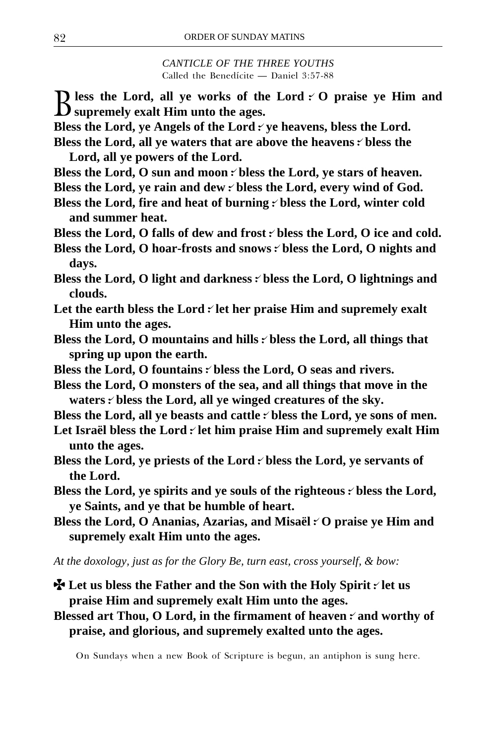*CANTICLE OF THE THREE YOUTHS*
Called the Benedícite — Daniel 3:57-88

**Bless the Lord, all ye works of the Lord ፥ O praise ye Him and supremely exalt Him unto the ages.**
**Bless the Lord, ye Angels of the Lord ፥ ye heavens, bless the Lord.**
**Bless the Lord, all ye waters that are above the heavens ፥ bless the Lord, all ye powers of the Lord.**
**Bless the Lord, O sun and moon ፥ bless the Lord, ye stars of heaven.**
**Bless the Lord, ye rain and dew ፥ bless the Lord, every wind of God.**
**Bless the Lord, fire and heat of burning ፥ bless the Lord, winter cold and summer heat.**
**Bless the Lord, O falls of dew and frost ፥ bless the Lord, O ice and cold.**
**Bless the Lord, O hoar-frosts and snows ፥ bless the Lord, O nights and days.**
**Bless the Lord, O light and darkness ፥ bless the Lord, O lightnings and clouds.**
**Let the earth bless the Lord ፥ let her praise Him and supremely exalt Him unto the ages.**
**Bless the Lord, O mountains and hills ፥ bless the Lord, all things that spring up upon the earth.**
**Bless the Lord, O fountains ፥ bless the Lord, O seas and rivers.**
**Bless the Lord, O monsters of the sea, and all things that move in the waters ፥ bless the Lord, all ye winged creatures of the sky.**
**Bless the Lord, all ye beasts and cattle ፥ bless the Lord, ye sons of men.**
**Let Israël bless the Lord ፥ let him praise Him and supremely exalt Him unto the ages.**
**Bless the Lord, ye priests of the Lord ፥ bless the Lord, ye servants of the Lord.**
**Bless the Lord, ye spirits and ye souls of the righteous ፥ bless the Lord, ye Saints, and ye that be humble of heart.**
**Bless the Lord, O Ananias, Azarias, and Misaël ፥ O praise ye Him and supremely exalt Him unto the ages.**

*At the doxology, just as for the Glory Be, turn east, cross yourself, & bow:*

**✠ Let us bless the Father and the Son with the Holy Spirit ፥ let us praise Him and supremely exalt Him unto the ages.**
**Blessed art Thou, O Lord, in the firmament of heaven ፥ and worthy of praise, and glorious, and supremely exalted unto the ages.**

On Sundays when a new Book of Scripture is begun, an antiphon is sung here.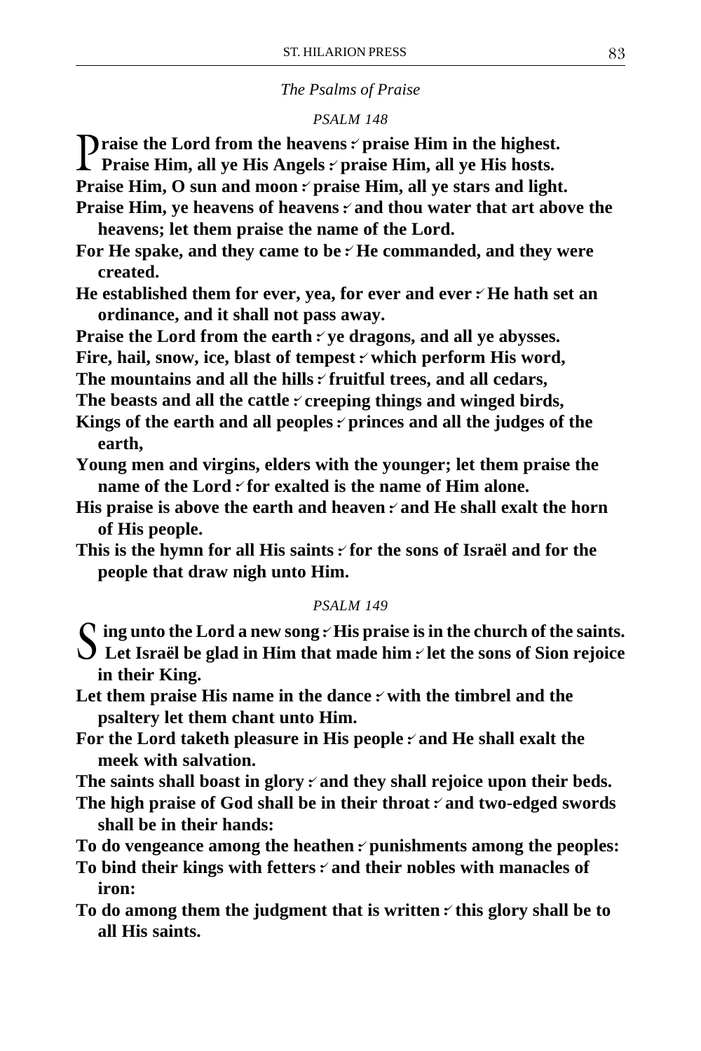*The Psalms of Praise*

*PSALM 148*

**Praise the Lord from the heavens :⁄ praise Him in the highest.**
**Praise Him, all ye His Angels :⁄ praise Him, all ye His hosts.**
**Praise Him, O sun and moon :⁄ praise Him, all ye stars and light.**
**Praise Him, ye heavens of heavens :⁄ and thou water that art above the heavens; let them praise the name of the Lord.**
**For He spake, and they came to be :⁄ He commanded, and they were created.**
**He established them for ever, yea, for ever and ever :⁄ He hath set an ordinance, and it shall not pass away.**
**Praise the Lord from the earth :⁄ ye dragons, and all ye abysses.**
**Fire, hail, snow, ice, blast of tempest :⁄ which perform His word,**
**The mountains and all the hills :⁄ fruitful trees, and all cedars,**
**The beasts and all the cattle :⁄ creeping things and winged birds,**
**Kings of the earth and all peoples :⁄ princes and all the judges of the earth,**
**Young men and virgins, elders with the younger; let them praise the name of the Lord :⁄ for exalted is the name of Him alone.**
**His praise is above the earth and heaven :⁄ and He shall exalt the horn of His people.**
**This is the hymn for all His saints :⁄ for the sons of Israël and for the people that draw nigh unto Him.**

*PSALM 149*

**Sing unto the Lord a new song :⁄ His praise is in the church of the saints.**
**Let Israël be glad in Him that made him :⁄ let the sons of Sion rejoice in their King.**
**Let them praise His name in the dance :⁄ with the timbrel and the psaltery let them chant unto Him.**
**For the Lord taketh pleasure in His people :⁄ and He shall exalt the meek with salvation.**
**The saints shall boast in glory :⁄ and they shall rejoice upon their beds.**
**The high praise of God shall be in their throat :⁄ and two-edged swords shall be in their hands:**
**To do vengeance among the heathen :⁄ punishments among the peoples:**
**To bind their kings with fetters :⁄ and their nobles with manacles of iron:**
**To do among them the judgment that is written :⁄ this glory shall be to all His saints.**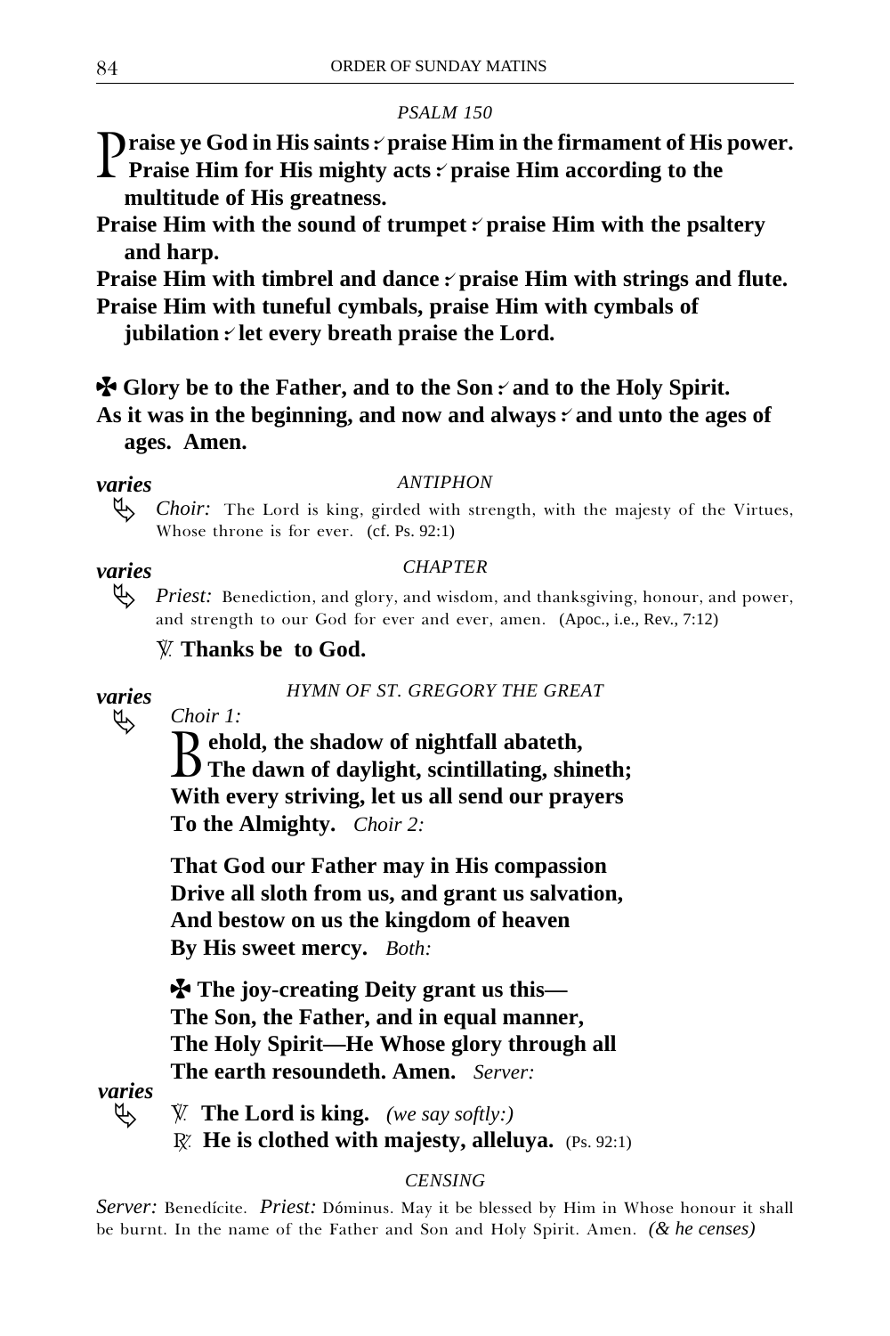*PSALM 150*

**Praise ye God in His saints ⸫ praise Him in the firmament of His power. Praise Him for His mighty acts ⸫ praise Him according to the multitude of His greatness.**
**Praise Him with the sound of trumpet ⸫ praise Him with the psaltery and harp.**
**Praise Him with timbrel and dance ⸫ praise Him with strings and flute.**
**Praise Him with tuneful cymbals, praise Him with cymbals of jubilation ⸫ let every breath praise the Lord.**

**✠ Glory be to the Father, and to the Son ⸫ and to the Holy Spirit.**
**As it was in the beginning, and now and always ⸫ and unto the ages of ages. Amen.**

***varies*** *ANTIPHON*

*Choir:* The Lord is king, girded with strength, with the majesty of the Virtues, Whose throne is for ever. (cf. Ps. 92:1)

***varies*** *CHAPTER*

*Priest:* Benediction, and glory, and wisdom, and thanksgiving, honour, and power, and strength to our God for ever and ever, amen. (Apoc., i.e., Rev., 7:12)

℣. **Thanks be to God.**

***varies*** *HYMN OF ST. GREGORY THE GREAT*

*Choir 1:*

**Behold, the shadow of nightfall abateth,**
**The dawn of daylight, scintillating, shineth;**
**With every striving, let us all send our prayers**
**To the Almighty.** *Choir 2:*

**That God our Father may in His compassion**
**Drive all sloth from us, and grant us salvation,**
**And bestow on us the kingdom of heaven**
**By His sweet mercy.** *Both:*

**✠ The joy-creating Deity grant us this—**
**The Son, the Father, and in equal manner,**
**The Holy Spirit—He Whose glory through all**
**The earth resoundeth. Amen.** *Server:*

***varies***

℣. **The Lord is king.** *(we say softly:)*
℟. **He is clothed with majesty, alleluya.** (Ps. 92:1)

*CENSING*

*Server:* Benedícite. *Priest:* Dóminus. May it be blessed by Him in Whose honour it shall be burnt. In the name of the Father and Son and Holy Spirit. Amen. *(& he censes)*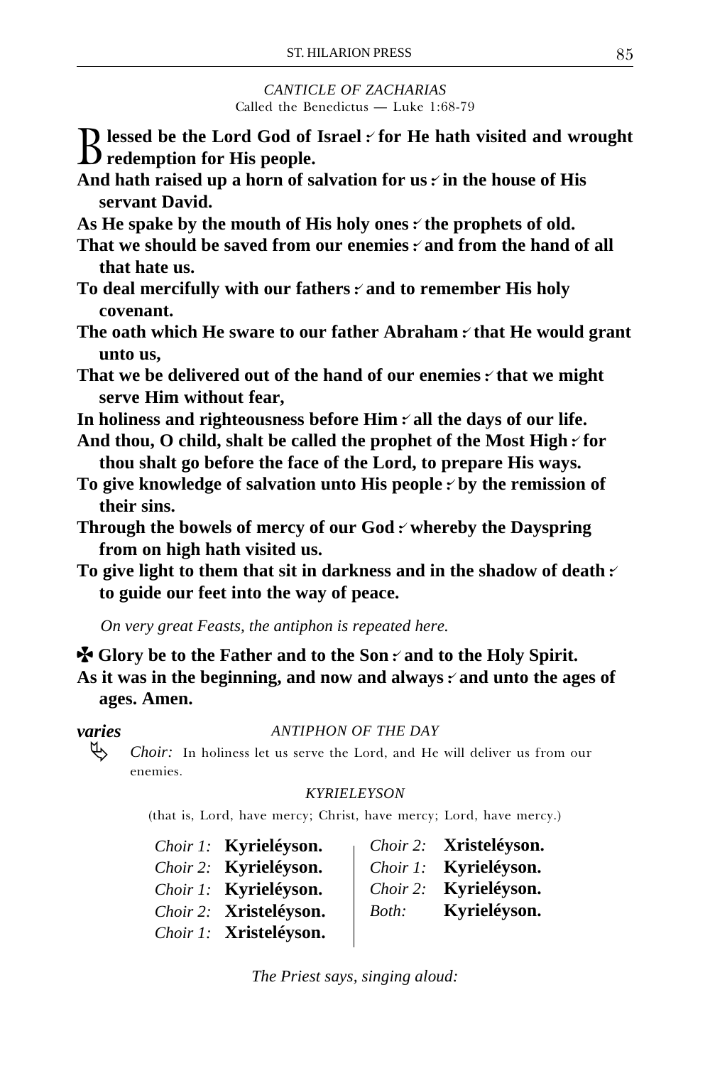*CANTICLE OF ZACHARIAS*

Called the Benedictus — Luke 1:68-79

**Blessed be the Lord God of Israel ⁝ for He hath visited and wrought redemption for His people.**

**And hath raised up a horn of salvation for us ⁝ in the house of His servant David.**

**As He spake by the mouth of His holy ones ⁝ the prophets of old.**

**That we should be saved from our enemies ⁝ and from the hand of all that hate us.**

**To deal mercifully with our fathers ⁝ and to remember His holy covenant.**

**The oath which He sware to our father Abraham ⁝ that He would grant unto us,**

**That we be delivered out of the hand of our enemies ⁝ that we might serve Him without fear,**

**In holiness and righteousness before Him ⁝ all the days of our life.**

**And thou, O child, shalt be called the prophet of the Most High ⁝ for thou shalt go before the face of the Lord, to prepare His ways.**

**To give knowledge of salvation unto His people ⁝ by the remission of their sins.**

**Through the bowels of mercy of our God ⁝ whereby the Dayspring from on high hath visited us.**

**To give light to them that sit in darkness and in the shadow of death ⁝ to guide our feet into the way of peace.**

*On very great Feasts, the antiphon is repeated here.*

**✠ Glory be to the Father and to the Son ⁝ and to the Holy Spirit.**

**As it was in the beginning, and now and always ⁝ and unto the ages of ages. Amen.**

***varies*** *ANTIPHON OF THE DAY*

*Choir:* In holiness let us serve the Lord, and He will deliver us from our enemies.

*KYRIELEYSON*

(that is, Lord, have mercy; Christ, have mercy; Lord, have mercy.)

*Choir 1:* **Kyrieléyson.**
*Choir 2:* **Kyrieléyson.**
*Choir 1:* **Kyrieléyson.**
*Choir 2:* **Xristeléyson.**
*Choir 1:* **Xristeléyson.**
*Choir 2:* **Xristeléyson.**
*Choir 1:* **Kyrieléyson.**
*Choir 2:* **Kyrieléyson.**
*Both:* **Kyrieléyson.**

*The Priest says, singing aloud:*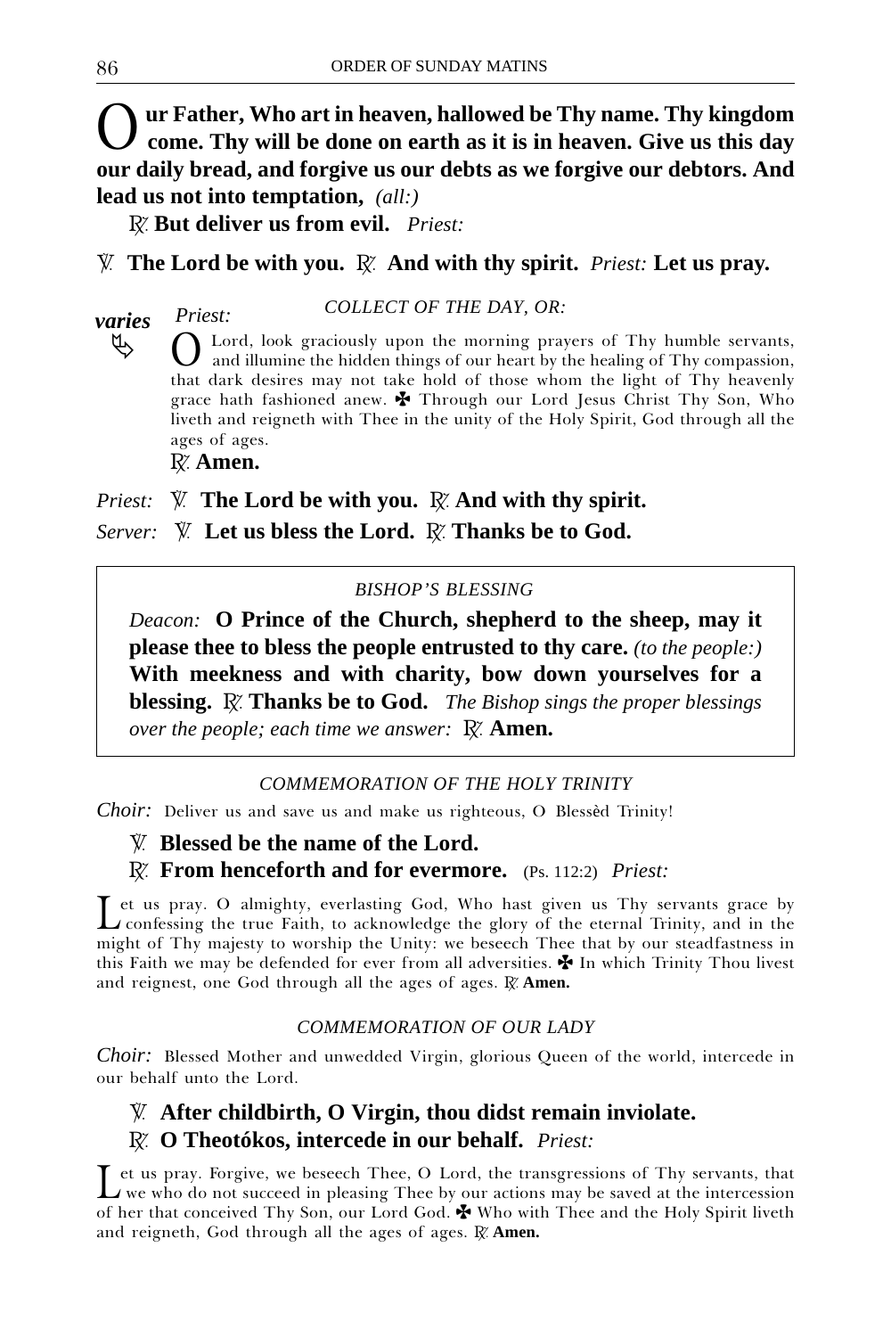**Our Father, Who art in heaven, hallowed be Thy name. Thy kingdom come. Thy will be done on earth as it is in heaven. Give us this day our daily bread, and forgive us our debts as we forgive our debtors. And lead us not into temptation,** *(all:)*

℟. **But deliver us from evil.** *Priest:*

℣. **The Lord be with you.** ℟. **And with thy spirit.** *Priest:* **Let us pray.**

***varies*** *Priest:* *COLLECT OF THE DAY, OR:*

O Lord, look graciously upon the morning prayers of Thy humble servants, and illumine the hidden things of our heart by the healing of Thy compassion, that dark desires may not take hold of those whom the light of Thy heavenly grace hath fashioned anew. ✠ Through our Lord Jesus Christ Thy Son, Who liveth and reigneth with Thee in the unity of the Holy Spirit, God through all the ages of ages.

℟. **Amen.**

*Priest:* ℣. **The Lord be with you.** ℟. **And with thy spirit.**

*Server:* ℣. **Let us bless the Lord.** ℟. **Thanks be to God.**

*BISHOP'S BLESSING*

*Deacon:* **O Prince of the Church, shepherd to the sheep, may it please thee to bless the people entrusted to thy care.** *(to the people:)* **With meekness and with charity, bow down yourselves for a blessing.** ℟. **Thanks be to God.** *The Bishop sings the proper blessings over the people; each time we answer:* ℟. **Amen.**

*COMMEMORATION OF THE HOLY TRINITY*

*Choir:* Deliver us and save us and make us righteous, O Blessèd Trinity!

℣. **Blessed be the name of the Lord.**

℟. **From henceforth and for evermore.** (Ps. 112:2) *Priest:*

Let us pray. O almighty, everlasting God, Who hast given us Thy servants grace by confessing the true Faith, to acknowledge the glory of the eternal Trinity, and in the might of Thy majesty to worship the Unity: we beseech Thee that by our steadfastness in this Faith we may be defended for ever from all adversities. ✠ In which Trinity Thou livest and reignest, one God through all the ages of ages. ℟. **Amen.**

*COMMEMORATION OF OUR LADY*

*Choir:* Blessed Mother and unwedded Virgin, glorious Queen of the world, intercede in our behalf unto the Lord.

℣. **After childbirth, O Virgin, thou didst remain inviolate.**

℟. **O Theotókos, intercede in our behalf.** *Priest:*

Let us pray. Forgive, we beseech Thee, O Lord, the transgressions of Thy servants, that we who do not succeed in pleasing Thee by our actions may be saved at the intercession of her that conceived Thy Son, our Lord God. ✠ Who with Thee and the Holy Spirit liveth and reigneth, God through all the ages of ages. ℟. **Amen.**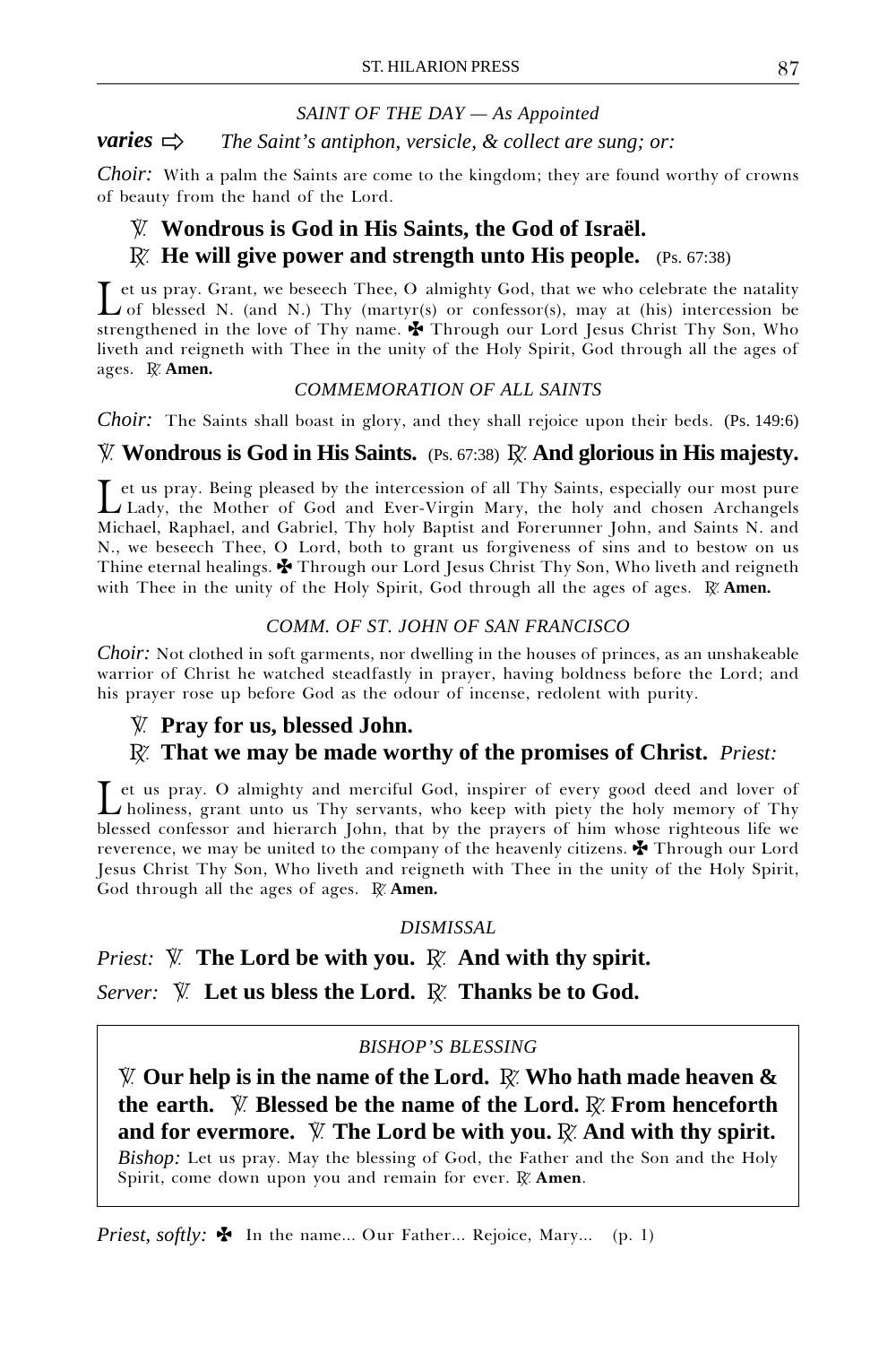*SAINT OF THE DAY — As Appointed*

***varies*** ⇨ *The Saint's antiphon, versicle, & collect are sung; or:*

*Choir:* With a palm the Saints are come to the kingdom; they are found worthy of crowns of beauty from the hand of the Lord.

℣. **Wondrous is God in His Saints, the God of Israël.**

℟. **He will give power and strength unto His people.** (Ps. 67:38)

Let us pray. Grant, we beseech Thee, O almighty God, that we who celebrate the natality of blessed N. (and N.) Thy (martyr(s) or confessor(s), may at (his) intercession be strengthened in the love of Thy name. ✠ Through our Lord Jesus Christ Thy Son, Who liveth and reigneth with Thee in the unity of the Holy Spirit, God through all the ages of ages. ℟. **Amen.**

*COMMEMORATION OF ALL SAINTS*

*Choir:* The Saints shall boast in glory, and they shall rejoice upon their beds. (Ps. 149:6)

℣. **Wondrous is God in His Saints.** (Ps. 67:38) ℟. **And glorious in His majesty.**

Let us pray. Being pleased by the intercession of all Thy Saints, especially our most pure Lady, the Mother of God and Ever-Virgin Mary, the holy and chosen Archangels Michael, Raphael, and Gabriel, Thy holy Baptist and Forerunner John, and Saints N. and N., we beseech Thee, O Lord, both to grant us forgiveness of sins and to bestow on us Thine eternal healings. ✠ Through our Lord Jesus Christ Thy Son, Who liveth and reigneth with Thee in the unity of the Holy Spirit, God through all the ages of ages. ℟. **Amen.**

*COMM. OF ST. JOHN OF SAN FRANCISCO*

*Choir:* Not clothed in soft garments, nor dwelling in the houses of princes, as an unshakeable warrior of Christ he watched steadfastly in prayer, having boldness before the Lord; and his prayer rose up before God as the odour of incense, redolent with purity.

℣. **Pray for us, blessed John.**

℟. **That we may be made worthy of the promises of Christ.** *Priest:*

Let us pray. O almighty and merciful God, inspirer of every good deed and lover of holiness, grant unto us Thy servants, who keep with piety the holy memory of Thy blessed confessor and hierarch John, that by the prayers of him whose righteous life we reverence, we may be united to the company of the heavenly citizens. ✠ Through our Lord Jesus Christ Thy Son, Who liveth and reigneth with Thee in the unity of the Holy Spirit, God through all the ages of ages. ℟. **Amen.**

*DISMISSAL*

*Priest:* ℣. **The Lord be with you.** ℟. **And with thy spirit.**

*Server:* ℣. **Let us bless the Lord.** ℟. **Thanks be to God.**

*BISHOP'S BLESSING*

℣. **Our help is in the name of the Lord.** ℟. **Who hath made heaven & the earth.** ℣. **Blessed be the name of the Lord.** ℟. **From henceforth and for evermore.** ℣. **The Lord be with you.** ℟. **And with thy spirit.**

*Bishop:* Let us pray. May the blessing of God, the Father and the Son and the Holy Spirit, come down upon you and remain for ever. ℟. **Amen**.

*Priest, softly:* ✠ In the name... Our Father... Rejoice, Mary... (p. 1)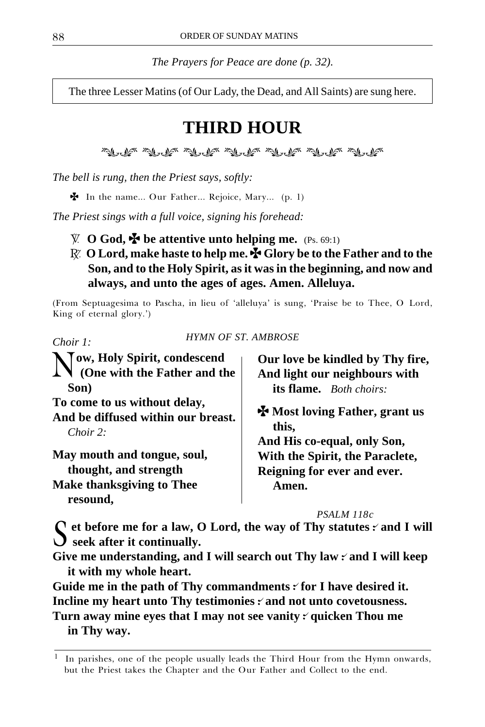*The Prayers for Peace are done (p. 32).*

The three Lesser Matins (of Our Lady, the Dead, and All Saints) are sung here.

# THIRD HOUR

*The bell is rung, then the Priest says, softly:*

✠ In the name... Our Father... Rejoice, Mary... (p. 1)

*The Priest sings with a full voice, signing his forehead:*

℣. **O God, ✠ be attentive unto helping me.** (Ps. 69:1)

℟. **O Lord, make haste to help me. ✠ Glory be to the Father and to the Son, and to the Holy Spirit, as it was in the beginning, and now and always, and unto the ages of ages. Amen. Alleluya.**

(From Septuagesima to Pascha, in lieu of 'alleluya' is sung, 'Praise be to Thee, O Lord, King of eternal glory.')

*HYMN OF ST. AMBROSE*

*Choir 1:*

**Now, Holy Spirit, condescend**
**(One with the Father and the Son)**
**To come to us without delay,**
**And be diffused within our breast.**

*Choir 2:*

**May mouth and tongue, soul, thought, and strength**
**Make thanksgiving to Thee resound,**
**Our love be kindled by Thy fire,**
**And light our neighbours with its flame.**

*Both choirs:*

**✠ Most loving Father, grant us this,**
**And His co-equal, only Son,**
**With the Spirit, the Paraclete,**
**Reigning for ever and ever. Amen.**

*PSALM 118c*

**Set before me for a law, O Lord, the way of Thy statutes ∻ and I will seek after it continually.**
**Give me understanding, and I will search out Thy law ∻ and I will keep it with my whole heart.**
**Guide me in the path of Thy commandments ∻ for I have desired it.**
**Incline my heart unto Thy testimonies ∻ and not unto covetousness.**
**Turn away mine eyes that I may not see vanity ∻ quicken Thou me in Thy way.**

[1] In parishes, one of the people usually leads the Third Hour from the Hymn onwards, but the Priest takes the Chapter and the Our Father and Collect to the end.